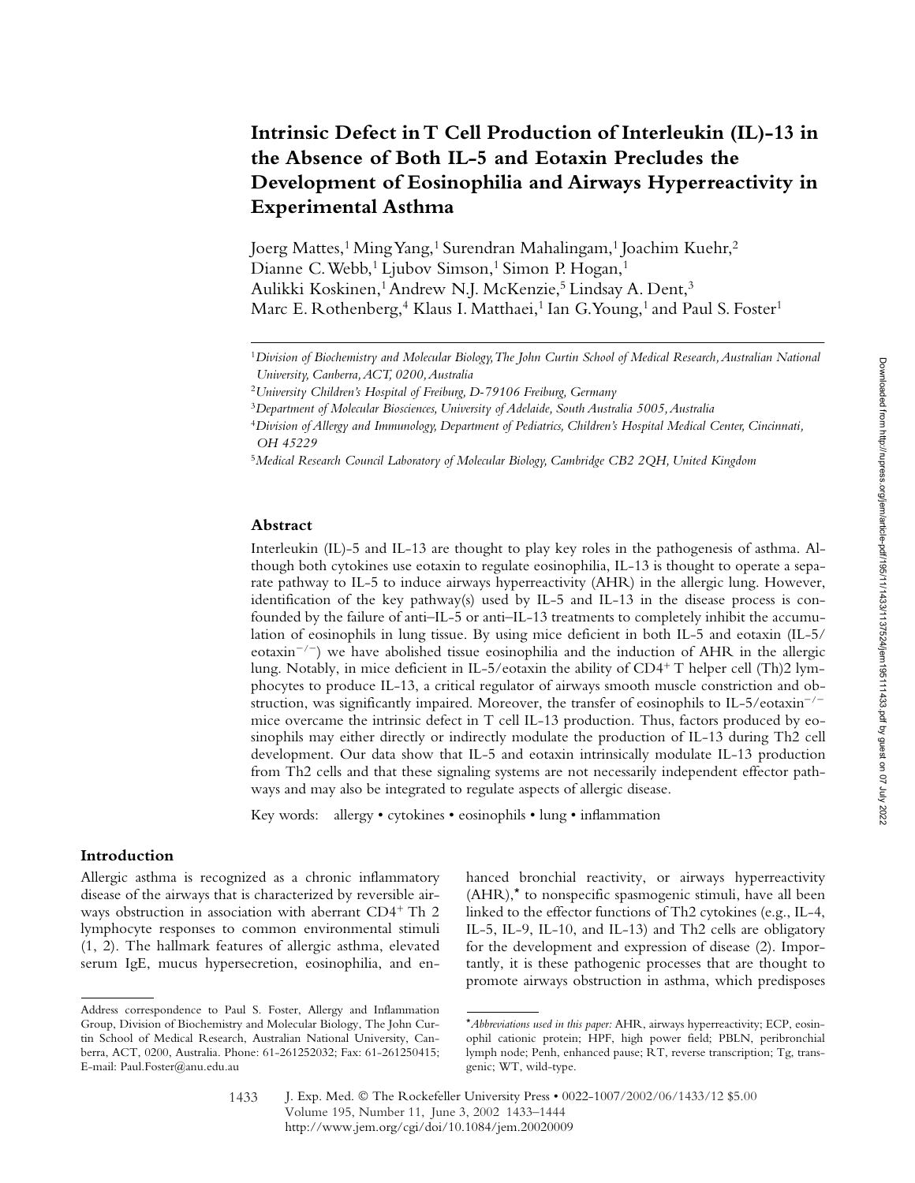# Intrinsic Defect in T Cell Production of Interleukin (IL)-13 in the Absence of Both IL-5 and Eotaxin Precludes the Development of Eosinophilia and Airways Hyperreactivity in Experimental Asthma

Joerg Mattes,[1] Ming Yang,[1] Surendran Mahalingam,[1] Joachim Kuehr,[2] Dianne C. Webb,[1] Ljubov Simson,[1] Simon P. Hogan,[1] Aulikki Koskinen,[1] Andrew N.J. McKenzie,[5] Lindsay A. Dent,[3] Marc E. Rothenberg,[4] Klaus I. Matthaei,[1] Ian G. Young,[1] and Paul S. Foster[1]

[1] *Division of Biochemistry and Molecular Biology, The John Curtin School of Medical Research, Australian National University, Canberra, ACT, 0200, Australia*

[2] *University Children's Hospital of Freiburg, D-79106 Freiburg, Germany*

[3] *Department of Molecular Biosciences, University of Adelaide, South Australia 5005, Australia*

[4] *Division of Allergy and Immunology, Department of Pediatrics, Children's Hospital Medical Center, Cincinnati, OH 45229*

[5] *Medical Research Council Laboratory of Molecular Biology, Cambridge CB2 2QH, United Kingdom*

## Abstract

Interleukin (IL)-5 and IL-13 are thought to play key roles in the pathogenesis of asthma. Although both cytokines use eotaxin to regulate eosinophilia, IL-13 is thought to operate a separate pathway to IL-5 to induce airways hyperreactivity (AHR) in the allergic lung. However, identification of the key pathway(s) used by IL-5 and IL-13 in the disease process is confounded by the failure of anti–IL-5 or anti–IL-13 treatments to completely inhibit the accumulation of eosinophils in lung tissue. By using mice deficient in both IL-5 and eotaxin (IL-5/eotaxin$^{-/-}$) we have abolished tissue eosinophilia and the induction of AHR in the allergic lung. Notably, in mice deficient in IL-5/eotaxin the ability of CD4$^{+}$ T helper cell (Th)2 lymphocytes to produce IL-13, a critical regulator of airways smooth muscle constriction and obstruction, was significantly impaired. Moreover, the transfer of eosinophils to IL-5/eotaxin$^{-/-}$ mice overcame the intrinsic defect in T cell IL-13 production. Thus, factors produced by eosinophils may either directly or indirectly modulate the production of IL-13 during Th2 cell development. Our data show that IL-5 and eotaxin intrinsically modulate IL-13 production from Th2 cells and that these signaling systems are not necessarily independent effector pathways and may also be integrated to regulate aspects of allergic disease.

Key words: allergy • cytokines • eosinophils • lung • inflammation

## Introduction

Allergic asthma is recognized as a chronic inflammatory disease of the airways that is characterized by reversible airways obstruction in association with aberrant CD4$^{+}$ Th 2 lymphocyte responses to common environmental stimuli (1, 2). The hallmark features of allergic asthma, elevated serum IgE, mucus hypersecretion, eosinophilia, and enhanced bronchial reactivity, or airways hyperreactivity (AHR),* to nonspecific spasmogenic stimuli, have all been linked to the effector functions of Th2 cytokines (e.g., IL-4, IL-5, IL-9, IL-10, and IL-13) and Th2 cells are obligatory for the development and expression of disease (2). Importantly, it is these pathogenic processes that are thought to promote airways obstruction in asthma, which predisposes

Address correspondence to Paul S. Foster, Allergy and Inflammation Group, Division of Biochemistry and Molecular Biology, The John Curtin School of Medical Research, Australian National University, Canberra, ACT, 0200, Australia. Phone: 61-261252032; Fax: 61-261250415; E-mail: Paul.Foster@anu.edu.au

*\*Abbreviations used in this paper:* AHR, airways hyperreactivity; ECP, eosinophil cationic protein; HPF, high power field; PBLN, peribronchial lymph node; Penh, enhanced pause; RT, reverse transcription; Tg, transgenic; WT, wild-type.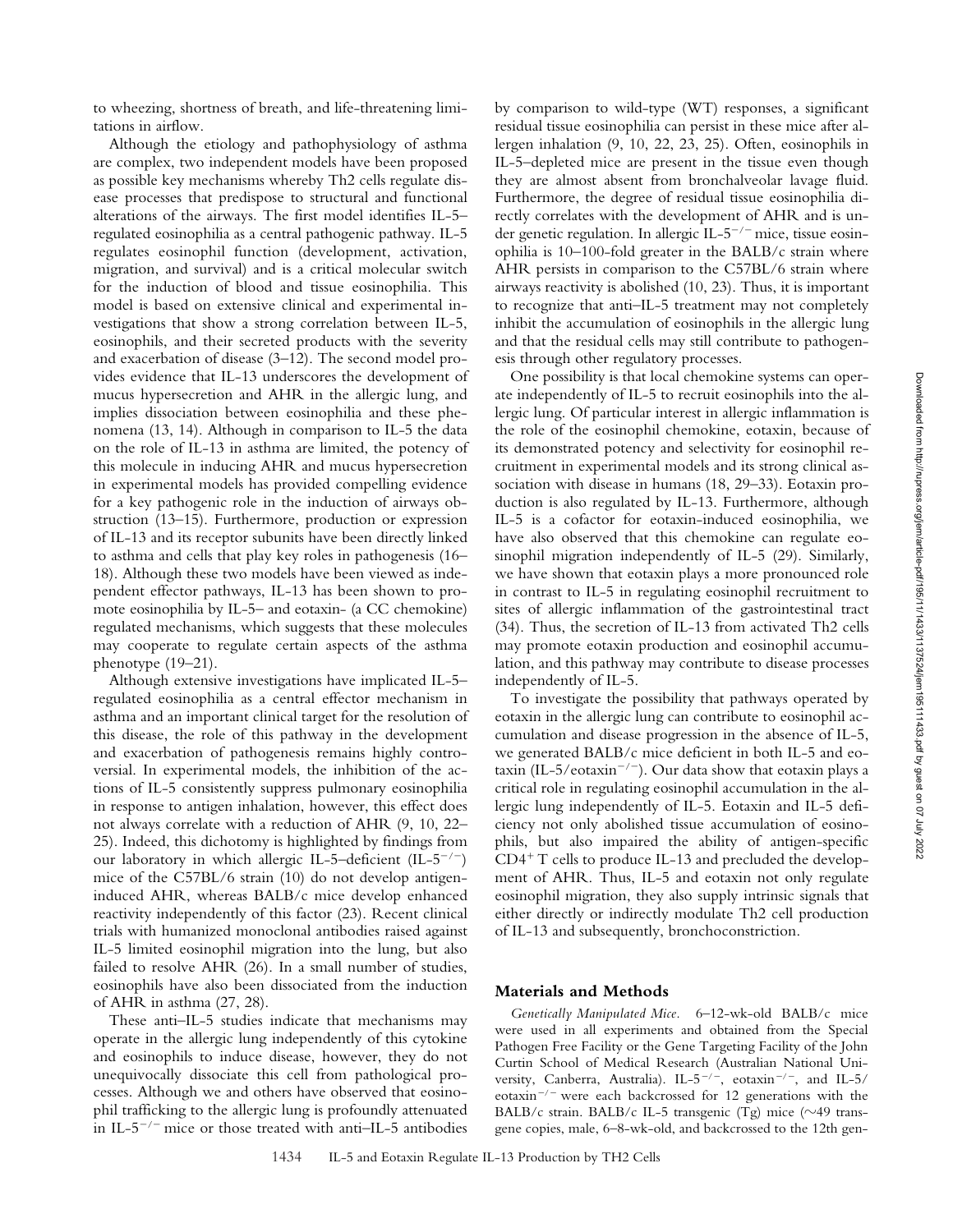to wheezing, shortness of breath, and life-threatening limitations in airflow.

Although the etiology and pathophysiology of asthma are complex, two independent models have been proposed as possible key mechanisms whereby Th2 cells regulate disease processes that predispose to structural and functional alterations of the airways. The first model identifies IL-5–regulated eosinophilia as a central pathogenic pathway. IL-5 regulates eosinophil function (development, activation, migration, and survival) and is a critical molecular switch for the induction of blood and tissue eosinophilia. This model is based on extensive clinical and experimental investigations that show a strong correlation between IL-5, eosinophils, and their secreted products with the severity and exacerbation of disease (3–12). The second model provides evidence that IL-13 underscores the development of mucus hypersecretion and AHR in the allergic lung, and implies dissociation between eosinophilia and these phenomena (13, 14). Although in comparison to IL-5 the data on the role of IL-13 in asthma are limited, the potency of this molecule in inducing AHR and mucus hypersecretion in experimental models has provided compelling evidence for a key pathogenic role in the induction of airways obstruction (13–15). Furthermore, production or expression of IL-13 and its receptor subunits have been directly linked to asthma and cells that play key roles in pathogenesis (16–18). Although these two models have been viewed as independent effector pathways, IL-13 has been shown to promote eosinophilia by IL-5– and eotaxin- (a CC chemokine) regulated mechanisms, which suggests that these molecules may cooperate to regulate certain aspects of the asthma phenotype (19–21).

Although extensive investigations have implicated IL-5–regulated eosinophilia as a central effector mechanism in asthma and an important clinical target for the resolution of this disease, the role of this pathway in the development and exacerbation of pathogenesis remains highly controversial. In experimental models, the inhibition of the actions of IL-5 consistently suppress pulmonary eosinophilia in response to antigen inhalation, however, this effect does not always correlate with a reduction of AHR (9, 10, 22–25). Indeed, this dichotomy is highlighted by findings from our laboratory in which allergic IL-5–deficient (IL-5$^{-/-}$) mice of the C57BL/6 strain (10) do not develop antigen-induced AHR, whereas BALB/c mice develop enhanced reactivity independently of this factor (23). Recent clinical trials with humanized monoclonal antibodies raised against IL-5 limited eosinophil migration into the lung, but also failed to resolve AHR (26). In a small number of studies, eosinophils have also been dissociated from the induction of AHR in asthma (27, 28).

These anti–IL-5 studies indicate that mechanisms may operate in the allergic lung independently of this cytokine and eosinophils to induce disease, however, they do not unequivocally dissociate this cell from pathological processes. Although we and others have observed that eosinophil trafficking to the allergic lung is profoundly attenuated in IL-5$^{-/-}$ mice or those treated with anti–IL-5 antibodies by comparison to wild-type (WT) responses, a significant residual tissue eosinophilia can persist in these mice after allergen inhalation (9, 10, 22, 23, 25). Often, eosinophils in IL-5–depleted mice are present in the tissue even though they are almost absent from bronchalveolar lavage fluid. Furthermore, the degree of residual tissue eosinophilia directly correlates with the development of AHR and is under genetic regulation. In allergic IL-5$^{-/-}$ mice, tissue eosinophilia is 10–100-fold greater in the BALB/c strain where AHR persists in comparison to the C57BL/6 strain where airways reactivity is abolished (10, 23). Thus, it is important to recognize that anti–IL-5 treatment may not completely inhibit the accumulation of eosinophils in the allergic lung and that the residual cells may still contribute to pathogenesis through other regulatory processes.

One possibility is that local chemokine systems can operate independently of IL-5 to recruit eosinophils into the allergic lung. Of particular interest in allergic inflammation is the role of the eosinophil chemokine, eotaxin, because of its demonstrated potency and selectivity for eosinophil recruitment in experimental models and its strong clinical association with disease in humans (18, 29–33). Eotaxin production is also regulated by IL-13. Furthermore, although IL-5 is a cofactor for eotaxin-induced eosinophilia, we have also observed that this chemokine can regulate eosinophil migration independently of IL-5 (29). Similarly, we have shown that eotaxin plays a more pronounced role in contrast to IL-5 in regulating eosinophil recruitment to sites of allergic inflammation of the gastrointestinal tract (34). Thus, the secretion of IL-13 from activated Th2 cells may promote eotaxin production and eosinophil accumulation, and this pathway may contribute to disease processes independently of IL-5.

To investigate the possibility that pathways operated by eotaxin in the allergic lung can contribute to eosinophil accumulation and disease progression in the absence of IL-5, we generated BALB/c mice deficient in both IL-5 and eotaxin (IL-5/eotaxin$^{-/-}$). Our data show that eotaxin plays a critical role in regulating eosinophil accumulation in the allergic lung independently of IL-5. Eotaxin and IL-5 deficiency not only abolished tissue accumulation of eosinophils, but also impaired the ability of antigen-specific CD4$^{+}$ T cells to produce IL-13 and precluded the development of AHR. Thus, IL-5 and eotaxin not only regulate eosinophil migration, they also supply intrinsic signals that either directly or indirectly modulate Th2 cell production of IL-13 and subsequently, bronchoconstriction.

## Materials and Methods

*Genetically Manipulated Mice.* 6–12-wk-old BALB/c mice were used in all experiments and obtained from the Special Pathogen Free Facility or the Gene Targeting Facility of the John Curtin School of Medical Research (Australian National University, Canberra, Australia). IL-5$^{-/-}$, eotaxin$^{-/-}$, and IL-5/eotaxin$^{-/-}$ were each backcrossed for 12 generations with the BALB/c strain. BALB/c IL-5 transgenic (Tg) mice (~49 transgene copies, male, 6–8-wk-old, and backcrossed to the 12th gen-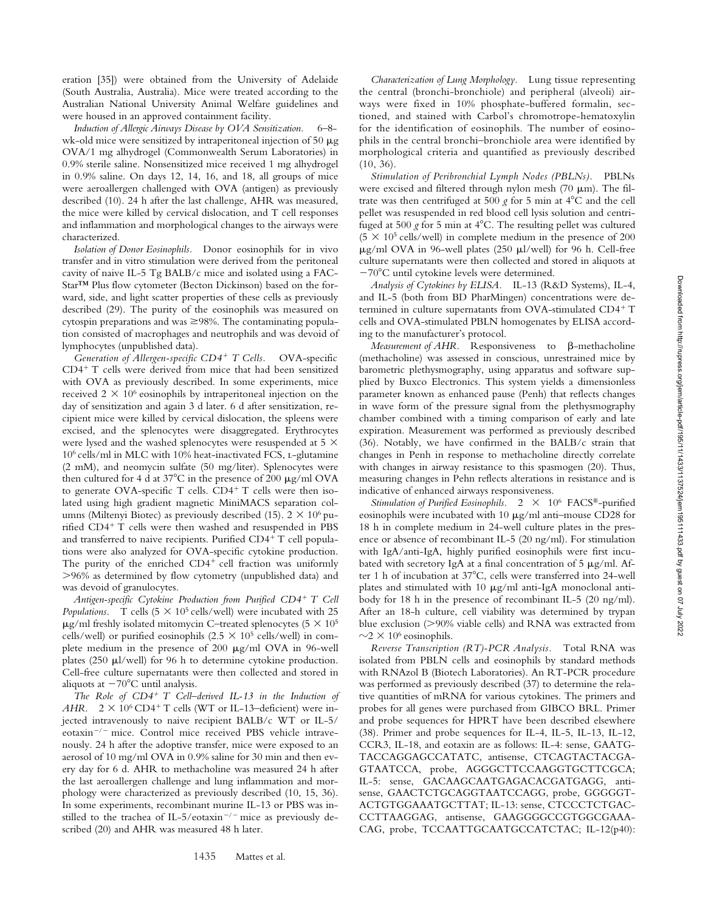eration [35]) were obtained from the University of Adelaide (South Australia, Australia). Mice were treated according to the Australian National University Animal Welfare guidelines and were housed in an approved containment facility.

*Induction of Allergic Airways Disease by OVA Sensitization.* 6–8-wk-old mice were sensitized by intraperitoneal injection of 50 μg OVA/1 mg alhydrogel (Commonwealth Serum Laboratories) in 0.9% sterile saline. Nonsensitized mice received 1 mg alhydrogel in 0.9% saline. On days 12, 14, 16, and 18, all groups of mice were aeroallergen challenged with OVA (antigen) as previously described (10). 24 h after the last challenge, AHR was measured, the mice were killed by cervical dislocation, and T cell responses and inflammation and morphological changes to the airways were characterized.

*Isolation of Donor Eosinophils.* Donor eosinophils for in vivo transfer and in vitro stimulation were derived from the peritoneal cavity of naive IL-5 Tg BALB/c mice and isolated using a FACStar™ Plus flow cytometer (Becton Dickinson) based on the forward, side, and light scatter properties of these cells as previously described (29). The purity of the eosinophils was measured on cytospin preparations and was ≥98%. The contaminating population consisted of macrophages and neutrophils and was devoid of lymphocytes (unpublished data).

*Generation of Allergen-specific $CD4^+$ T Cells.* OVA-specific $CD4^+$ T cells were derived from mice that had been sensitized with OVA as previously described. In some experiments, mice received $2 \times 10^6$ eosinophils by intraperitoneal injection on the day of sensitization and again 3 d later. 6 d after sensitization, recipient mice were killed by cervical dislocation, the spleens were excised, and the splenocytes were disaggregated. Erythrocytes were lysed and the washed splenocytes were resuspended at $5 \times 10^6$ cells/ml in MLC with 10% heat-inactivated FCS, L-glutamine (2 mM), and neomycin sulfate (50 mg/liter). Splenocytes were then cultured for 4 d at 37°C in the presence of 200 μg/ml OVA to generate OVA-specific T cells. $CD4^+$ T cells were then isolated using high gradient magnetic MiniMACS separation columns (Miltenyi Biotec) as previously described (15). $2 \times 10^6$ purified $CD4^+$ T cells were then washed and resuspended in PBS and transferred to naive recipients. Purified $CD4^+$ T cell populations were also analyzed for OVA-specific cytokine production. The purity of the enriched $CD4^+$ cell fraction was uniformly >96% as determined by flow cytometry (unpublished data) and was devoid of granulocytes.

*Antigen-specific Cytokine Production from Purified $CD4^+$ T Cell Populations.* T cells ($5 \times 10^5$ cells/well) were incubated with 25 μg/ml freshly isolated mitomycin C–treated splenocytes ($5 \times 10^5$ cells/well) or purified eosinophils ($2.5 \times 10^5$ cells/well) in complete medium in the presence of 200 μg/ml OVA in 96-well plates (250 μl/well) for 96 h to determine cytokine production. Cell-free culture supernatants were then collected and stored in aliquots at −70°C until analysis.

*The Role of $CD4^+$ T Cell–derived IL-13 in the Induction of AHR.* $2 \times 10^6$ $CD4^+$ T cells (WT or IL-13–deficient) were injected intravenously to naive recipient BALB/c WT or IL-5/eotaxin$^{-/-}$ mice. Control mice received PBS vehicle intravenously. 24 h after the adoptive transfer, mice were exposed to an aerosol of 10 mg/ml OVA in 0.9% saline for 30 min and then every day for 6 d. AHR to methacholine was measured 24 h after the last aeroallergen challenge and lung inflammation and morphology were characterized as previously described (10, 15, 36). In some experiments, recombinant murine IL-13 or PBS was instilled to the trachea of IL-5/eotaxin$^{-/-}$ mice as previously described (20) and AHR was measured 48 h later.

*Characterization of Lung Morphology.* Lung tissue representing the central (bronchi-bronchiole) and peripheral (alveoli) airways were fixed in 10% phosphate-buffered formalin, sectioned, and stained with Carbol's chromotrope-hematoxylin for the identification of eosinophils. The number of eosinophils in the central bronchi–bronchiole area were identified by morphological criteria and quantified as previously described (10, 36).

*Stimulation of Peribronchial Lymph Nodes (PBLNs).* PBLNs were excised and filtered through nylon mesh (70 μm). The filtrate was then centrifuged at 500 *g* for 5 min at 4°C and the cell pellet was resuspended in red blood cell lysis solution and centrifuged at 500 *g* for 5 min at 4°C. The resulting pellet was cultured ($5 \times 10^5$ cells/well) in complete medium in the presence of 200 μg/ml OVA in 96-well plates (250 μl/well) for 96 h. Cell-free culture supernatants were then collected and stored in aliquots at −70°C until cytokine levels were determined.

*Analysis of Cytokines by ELISA.* IL-13 (R&D Systems), IL-4, and IL-5 (both from BD PharMingen) concentrations were determined in culture supernatants from OVA-stimulated $CD4^+$ T cells and OVA-stimulated PBLN homogenates by ELISA according to the manufacturer's protocol.

*Measurement of AHR.* Responsiveness to β-methacholine (methacholine) was assessed in conscious, unrestrained mice by barometric plethysmography, using apparatus and software supplied by Buxco Electronics. This system yields a dimensionless parameter known as enhanced pause (Penh) that reflects changes in wave form of the pressure signal from the plethysmography chamber combined with a timing comparison of early and late expiration. Measurement was performed as previously described (36). Notably, we have confirmed in the BALB/c strain that changes in Penh in response to methacholine directly correlate with changes in airway resistance to this spasmogen (20). Thus, measuring changes in Pehn reflects alterations in resistance and is indicative of enhanced airways responsiveness.

*Stimulation of Purified Eosinophils.* $2 \times 10^6$ FACS®-purified eosinophils were incubated with 10 μg/ml anti–mouse CD28 for 18 h in complete medium in 24-well culture plates in the presence or absence of recombinant IL-5 (20 ng/ml). For stimulation with IgA/anti-IgA, highly purified eosinophils were first incubated with secretory IgA at a final concentration of 5 μg/ml. After 1 h of incubation at 37°C, cells were transferred into 24-well plates and stimulated with 10 μg/ml anti-IgA monoclonal antibody for 18 h in the presence of recombinant IL-5 (20 ng/ml). After an 18-h culture, cell viability was determined by trypan blue exclusion (>90% viable cells) and RNA was extracted from $\sim 2 \times 10^6$ eosinophils.

*Reverse Transcription (RT)-PCR Analysis.* Total RNA was isolated from PBLN cells and eosinophils by standard methods with RNAzol B (Biotech Laboratories). An RT-PCR procedure was performed as previously described (37) to determine the relative quantities of mRNA for various cytokines. The primers and probes for all genes were purchased from GIBCO BRL. Primer and probe sequences for HPRT have been described elsewhere (38). Primer and probe sequences for IL-4, IL-5, IL-13, IL-12, CCR3, IL-18, and eotaxin are as follows: IL-4: sense, GAATGTACCAGGAGCCATATC, antisense, CTCAGTACTACGAGTAATCCA, probe, AGGGCTTCCAAGGTGCTTCGCA; IL-5: sense, GACAAGCAATGAGACACGATGAGG, antisense, GAACTCTGCAGGTAATCCAGG, probe, GGGGGTACTGTGGAAATGCTTAT; IL-13: sense, CTCCCTCTGACCCTTAAGGAG, antisense, GAAGGGGCCGTGGCGAAACAG, probe, TCCAATTGCAATGCCATCTAC; IL-12(p40):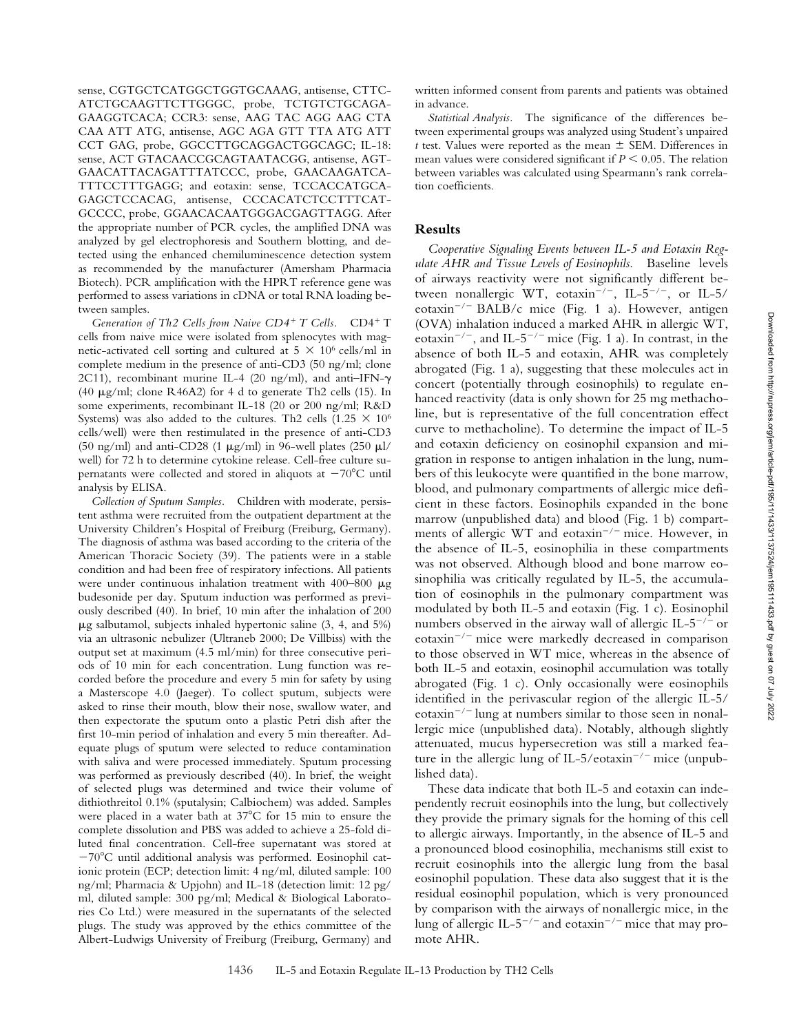sense, CGTGCTCATGGCTGGTGCAAAG, antisense, CTTC-ATCTGCAAGTTCTTGGGC, probe, TCTGTCTGCAGA-GAAGGTCACA; CCR3: sense, AAG TAC AGG AAG CTA CAA ATT ATG, antisense, AGC AGA GTT TTA ATG ATT CCT GAG, probe, GGCCTTGCAGGACTGGCAGC; IL-18: sense, ACT GTACAACCGCAGTAATACGG, antisense, AGT-GAACATTACAGATTTATCCC, probe, GAACAAGATCA-TTTCCTTTGAGG; and eotaxin: sense, TCCACCATGCA-GAGCTCCACAG, antisense, CCCACATCTCCTTTCAT-GCCCC, probe, GGAACACAATGGGACGAGTTAGG. After the appropriate number of PCR cycles, the amplified DNA was analyzed by gel electrophoresis and Southern blotting, and detected using the enhanced chemiluminescence detection system as recommended by the manufacturer (Amersham Pharmacia Biotech). PCR amplification with the HPRT reference gene was performed to assess variations in cDNA or total RNA loading between samples.

*Generation of Th2 Cells from Naive CD4+ T Cells.* CD4+ T cells from naive mice were isolated from splenocytes with magnetic-activated cell sorting and cultured at $5 \times 10^6$ cells/ml in complete medium in the presence of anti-CD3 (50 ng/ml; clone 2C11), recombinant murine IL-4 (20 ng/ml), and anti–IFN-γ (40 μg/ml; clone R46A2) for 4 d to generate Th2 cells (15). In some experiments, recombinant IL-18 (20 or 200 ng/ml; R&D Systems) was also added to the cultures. Th2 cells ($1.25 \times 10^6$ cells/well) were then restimulated in the presence of anti-CD3 (50 ng/ml) and anti-CD28 (1 μg/ml) in 96-well plates (250 μl/well) for 72 h to determine cytokine release. Cell-free culture supernatants were collected and stored in aliquots at −70°C until analysis by ELISA.

*Collection of Sputum Samples.* Children with moderate, persistent asthma were recruited from the outpatient department at the University Children's Hospital of Freiburg (Freiburg, Germany). The diagnosis of asthma was based according to the criteria of the American Thoracic Society (39). The patients were in a stable condition and had been free of respiratory infections. All patients were under continuous inhalation treatment with 400–800 μg budesonide per day. Sputum induction was performed as previously described (40). In brief, 10 min after the inhalation of 200 μg salbutamol, subjects inhaled hypertonic saline (3, 4, and 5%) via an ultrasonic nebulizer (Ultraneb 2000; De Villbiss) with the output set at maximum (4.5 ml/min) for three consecutive periods of 10 min for each concentration. Lung function was recorded before the procedure and every 5 min for safety by using a Masterscope 4.0 (Jaeger). To collect sputum, subjects were asked to rinse their mouth, blow their nose, swallow water, and then expectorate the sputum onto a plastic Petri dish after the first 10-min period of inhalation and every 5 min thereafter. Adequate plugs of sputum were selected to reduce contamination with saliva and were processed immediately. Sputum processing was performed as previously described (40). In brief, the weight of selected plugs was determined and twice their volume of dithiothreitol 0.1% (sputalysin; Calbiochem) was added. Samples were placed in a water bath at 37°C for 15 min to ensure the complete dissolution and PBS was added to achieve a 25-fold diluted final concentration. Cell-free supernatant was stored at −70°C until additional analysis was performed. Eosinophil cationic protein (ECP; detection limit: 4 ng/ml, diluted sample: 100 ng/ml; Pharmacia & Upjohn) and IL-18 (detection limit: 12 pg/ml, diluted sample: 300 pg/ml; Medical & Biological Laboratories Co Ltd.) were measured in the supernatants of the selected plugs. The study was approved by the ethics committee of the Albert-Ludwigs University of Freiburg (Freiburg, Germany) and written informed consent from parents and patients was obtained in advance.

*Statistical Analysis.* The significance of the differences between experimental groups was analyzed using Student's unpaired $t$ test. Values were reported as the mean ± SEM. Differences in mean values were considered significant if $P < 0.05$. The relation between variables was calculated using Spearmann's rank correlation coefficients.

## Results

*Cooperative Signaling Events between IL-5 and Eotaxin Regulate AHR and Tissue Levels of Eosinophils.* Baseline levels of airways reactivity were not significantly different between nonallergic WT, eotaxin$^{-/-}$, IL-5$^{-/-}$, or IL-5/eotaxin$^{-/-}$ BALB/c mice (Fig. 1 a). However, antigen (OVA) inhalation induced a marked AHR in allergic WT, eotaxin$^{-/-}$, and IL-5$^{-/-}$ mice (Fig. 1 a). In contrast, in the absence of both IL-5 and eotaxin, AHR was completely abrogated (Fig. 1 a), suggesting that these molecules act in concert (potentially through eosinophils) to regulate enhanced reactivity (data is only shown for 25 mg methacholine, but is representative of the full concentration effect curve to methacholine). To determine the impact of IL-5 and eotaxin deficiency on eosinophil expansion and migration in response to antigen inhalation in the lung, numbers of this leukocyte were quantified in the bone marrow, blood, and pulmonary compartments of allergic mice deficient in these factors. Eosinophils expanded in the bone marrow (unpublished data) and blood (Fig. 1 b) compartments of allergic WT and eotaxin$^{-/-}$ mice. However, in the absence of IL-5, eosinophilia in these compartments was not observed. Although blood and bone marrow eosinophilia was critically regulated by IL-5, the accumulation of eosinophils in the pulmonary compartment was modulated by both IL-5 and eotaxin (Fig. 1 c). Eosinophil numbers observed in the airway wall of allergic IL-5$^{-/-}$ or eotaxin$^{-/-}$ mice were markedly decreased in comparison to those observed in WT mice, whereas in the absence of both IL-5 and eotaxin, eosinophil accumulation was totally abrogated (Fig. 1 c). Only occasionally were eosinophils identified in the perivascular region of the allergic IL-5/eotaxin$^{-/-}$ lung at numbers similar to those seen in nonallergic mice (unpublished data). Notably, although slightly attenuated, mucus hypersecretion was still a marked feature in the allergic lung of IL-5/eotaxin$^{-/-}$ mice (unpublished data).

These data indicate that both IL-5 and eotaxin can independently recruit eosinophils into the lung, but collectively they provide the primary signals for the homing of this cell to allergic airways. Importantly, in the absence of IL-5 and a pronounced blood eosinophilia, mechanisms still exist to recruit eosinophils into the allergic lung from the basal eosinophil population. These data also suggest that it is the residual eosinophil population, which is very pronounced by comparison with the airways of nonallergic mice, in the lung of allergic IL-5$^{-/-}$ and eotaxin$^{-/-}$ mice that may promote AHR.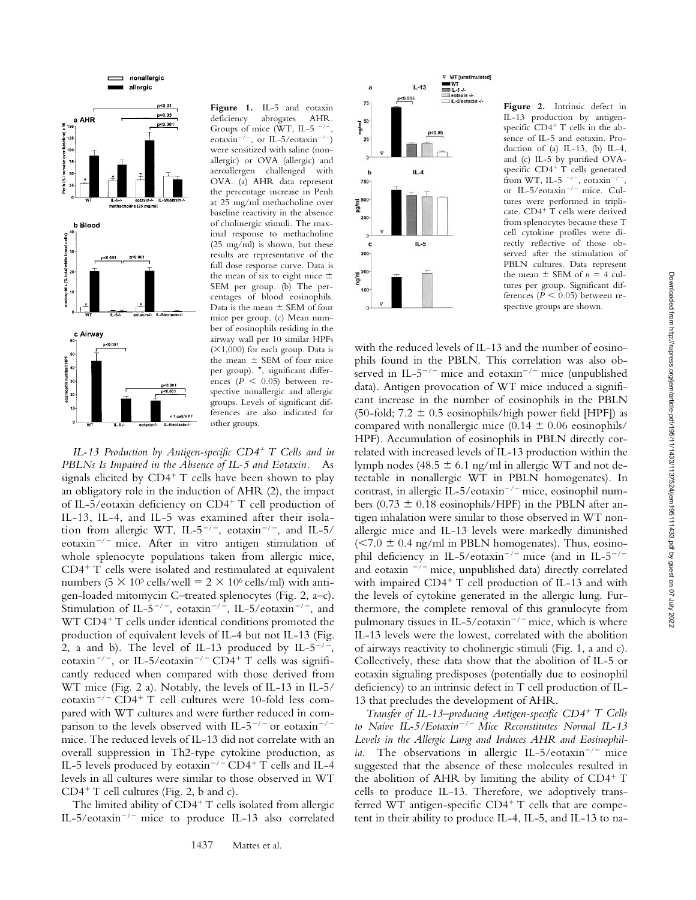nonallergic
allergic

a AHR

p<0.01
p<0.05
p<0.001

Penh (% increase over baseline) x 10

WT IL-5-/- eotaxin-/- IL-5/eotaxin-/-
methacholine [25 mg/ml]

b Blood

p<0.001 p<0.001

eosinophils (% total white blood cells)

WT IL-5-/- eotaxin-/- IL-5/eotaxin-/-

c Airway

p<0.001

eosinophil number/ HPF

p<0.001
p<0.001

< 1 cell/HPF

WT IL-5-/- eotaxin-/- IL-5/eotaxin-/-

**Figure 1.** IL-5 and eotaxin deficiency abrogates AHR. Groups of mice (WT, IL-5 $^{-/-}$, eotaxin$^{-/-}$, or IL-5/eotaxin$^{-/-}$) were sensitized with saline (nonallergic) or OVA (allergic) and aeroallergen challenged with OVA. (a) AHR data represent the percentage increase in Penh at 25 mg/ml methacholine over baseline reactivity in the absence of cholinergic stimuli. The maximal response to methacholine (25 mg/ml) is shown, but these results are representative of the full dose response curve. Data is the mean of six to eight mice ± SEM per group. (b) The percentages of blood eosinophils. Data is the mean ± SEM of four mice per group. (c) Mean number of eosinophils residing in the airway wall per 10 similar HPFs (×1,000) for each group. Data is the mean ± SEM of four mice per group). *, significant differences ($P < 0.05$) between respective nonallergic and allergic groups. Levels of significant differences are also indicated for other groups.

∇ WT [unstimulated]
WT
IL-5 -/-
eotaxin -/-
IL-5/eotaxin -/-

a IL-13

p<0.005
p<0.05

ng/ml

b IL-4

pg/ml

c IL-5

ng/ml

**Figure 2.** Intrinsic defect in IL-13 production by antigen-specific CD4$^+$ T cells in the absence of IL-5 and eotaxin. Production of (a) IL-13, (b) IL-4, and (c) IL-5 by purified OVA-specific CD4$^+$ T cells generated from WT, IL-5 $^{-/-}$, eotaxin$^{-/-}$, or IL-5/eotaxin$^{-/-}$ mice. Cultures were performed in triplicate. CD4$^+$ T cells were derived from splenocytes because these T cell cytokine profiles were directly reflective of those observed after the stimulation of PBLN cultures. Data represent the mean ± SEM of $n$ = 4 cultures per group. Significant differences ($P < 0.05$) between respective groups are shown.

*IL-13 Production by Antigen-specific CD4$^+$ T Cells and in PBLNs Is Impaired in the Absence of IL-5 and Eotaxin.* As signals elicited by CD4$^+$ T cells have been shown to play an obligatory role in the induction of AHR (2), the impact of IL-5/eotaxin deficiency on CD4$^+$ T cell production of IL-13, IL-4, and IL-5 was examined after their isolation from allergic WT, IL-5$^{-/-}$, eotaxin$^{-/-}$, and IL-5/eotaxin$^{-/-}$ mice. After in vitro antigen stimulation of whole splenocyte populations taken from allergic mice, CD4$^+$ T cells were isolated and restimulated at equivalent numbers ($5 \times 10^5$ cells/well = $2 \times 10^6$ cells/ml) with antigen-loaded mitomycin C–treated splenocytes (Fig. 2, a–c). Stimulation of IL-5$^{-/-}$, eotaxin$^{-/-}$, IL-5/eotaxin$^{-/-}$, and WT CD4$^+$ T cells under identical conditions promoted the production of equivalent levels of IL-4 but not IL-13 (Fig. 2, a and b). The level of IL-13 produced by IL-5$^{-/-}$, eotaxin$^{-/-}$, or IL-5/eotaxin$^{-/-}$ CD4$^+$ T cells was significantly reduced when compared with those derived from WT mice (Fig. 2 a). Notably, the levels of IL-13 in IL-5/eotaxin$^{-/-}$ CD4$^+$ T cell cultures were 10-fold less compared with WT cultures and were further reduced in comparison to the levels observed with IL-5$^{-/-}$ or eotaxin$^{-/-}$ mice. The reduced levels of IL-13 did not correlate with an overall suppression in Th2-type cytokine production, as IL-5 levels produced by eotaxin$^{-/-}$ CD4$^+$ T cells and IL-4 levels in all cultures were similar to those observed in WT CD4$^+$ T cell cultures (Fig. 2, b and c).

The limited ability of CD4$^+$ T cells isolated from allergic IL-5/eotaxin$^{-/-}$ mice to produce IL-13 also correlated with the reduced levels of IL-13 and the number of eosinophils found in the PBLN. This correlation was also observed in IL-5$^{-/-}$ mice and eotaxin$^{-/-}$ mice (unpublished data). Antigen provocation of WT mice induced a significant increase in the number of eosinophils in the PBLN (50-fold; 7.2 ± 0.5 eosinophils/high power field [HPF]) as compared with nonallergic mice (0.14 ± 0.06 eosinophils/HPF). Accumulation of eosinophils in PBLN directly correlated with increased levels of IL-13 production within the lymph nodes (48.5 ± 6.1 ng/ml in allergic WT and not detectable in nonallergic WT in PBLN homogenates). In contrast, in allergic IL-5/eotaxin$^{-/-}$ mice, eosinophil numbers (0.73 ± 0.18 eosinophils/HPF) in the PBLN after antigen inhalation were similar to those observed in WT nonallergic mice and IL-13 levels were markedly diminished (<7.0 ± 0.4 ng/ml in PBLN homogenates). Thus, eosinophil deficiency in IL-5/eotaxin$^{-/-}$ mice (and in IL-5$^{-/-}$ and eotaxin $^{-/-}$ mice, unpublished data) directly correlated with impaired CD4$^+$ T cell production of IL-13 and with the levels of cytokine generated in the allergic lung. Furthermore, the complete removal of this granulocyte from pulmonary tissues in IL-5/eotaxin$^{-/-}$ mice, which is where IL-13 levels were the lowest, correlated with the abolition of airways reactivity to cholinergic stimuli (Fig. 1, a and c). Collectively, these data show that the abolition of IL-5 or eotaxin signaling predisposes (potentially due to eosinophil deficiency) to an intrinsic defect in T cell production of IL-13 that precludes the development of AHR.

*Transfer of IL-13–producing Antigen-specific CD4$^+$ T Cells to Naive IL-5/Eotaxin$^{-/-}$ Mice Reconstitutes Normal IL-13 Levels in the Allergic Lung and Induces AHR and Eosinophilia.* The observations in allergic IL-5/eotaxin$^{-/-}$ mice suggested that the absence of these molecules resulted in the abolition of AHR by limiting the ability of CD4$^+$ T cells to produce IL-13. Therefore, we adoptively transferred WT antigen-specific CD4$^+$ T cells that are competent in their ability to produce IL-4, IL-5, and IL-13 to na-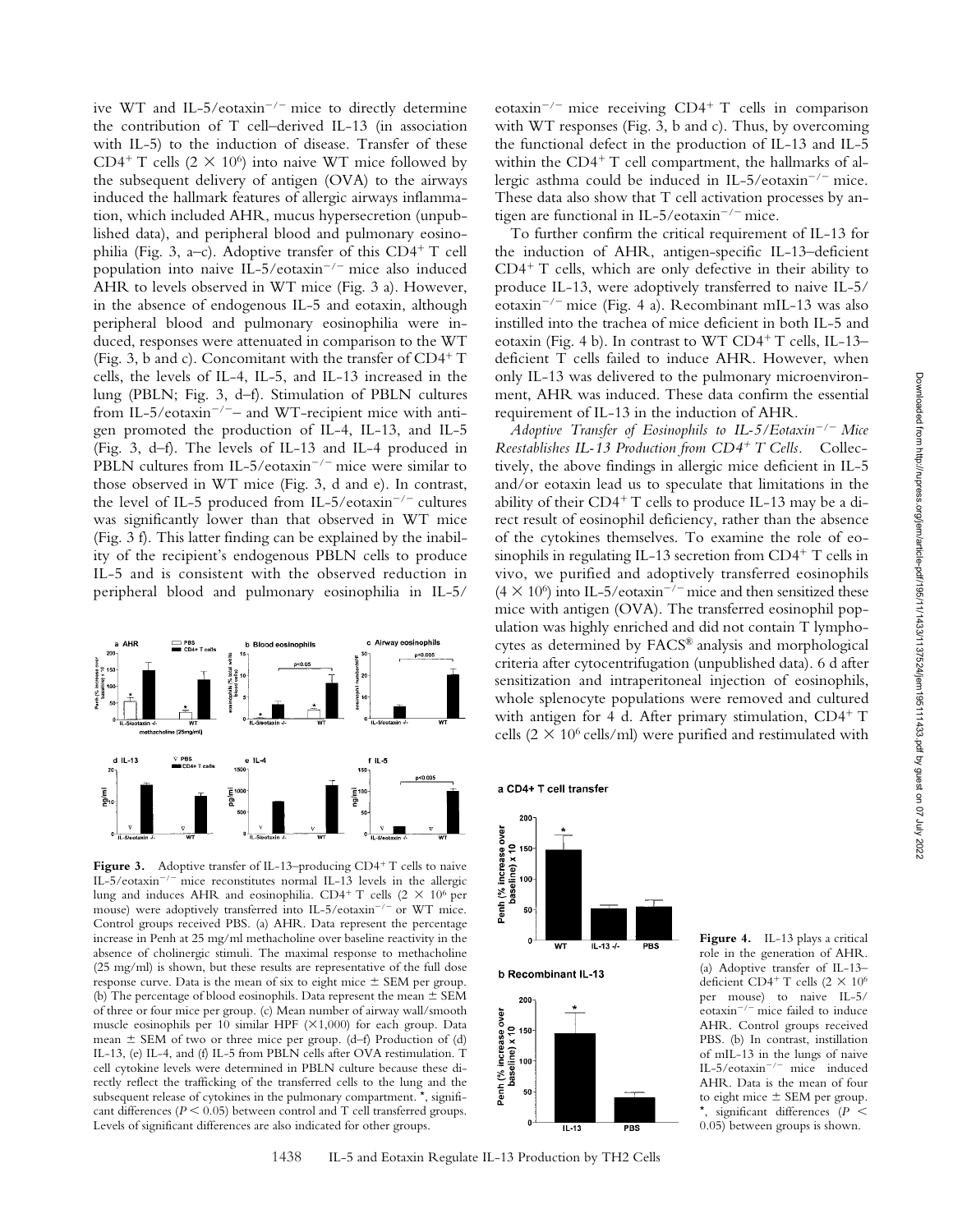ive WT and IL-5/eotaxin$^{-/-}$ mice to directly determine the contribution of T cell–derived IL-13 (in association with IL-5) to the induction of disease. Transfer of these CD4$^+$ T cells ($2 \times 10^6$) into naive WT mice followed by the subsequent delivery of antigen (OVA) to the airways induced the hallmark features of allergic airways inflammation, which included AHR, mucus hypersecretion (unpublished data), and peripheral blood and pulmonary eosinophilia (Fig. 3, a–c). Adoptive transfer of this CD4$^+$ T cell population into naive IL-5/eotaxin$^{-/-}$ mice also induced AHR to levels observed in WT mice (Fig. 3 a). However, in the absence of endogenous IL-5 and eotaxin, although peripheral blood and pulmonary eosinophilia were induced, responses were attenuated in comparison to the WT (Fig. 3, b and c). Concomitant with the transfer of CD4$^+$ T cells, the levels of IL-4, IL-5, and IL-13 increased in the lung (PBLN; Fig. 3, d–f). Stimulation of PBLN cultures from IL-5/eotaxin$^{-/-}$– and WT-recipient mice with antigen promoted the production of IL-4, IL-13, and IL-5 (Fig. 3, d–f). The levels of IL-13 and IL-4 produced in PBLN cultures from IL-5/eotaxin$^{-/-}$ mice were similar to those observed in WT mice (Fig. 3, d and e). In contrast, the level of IL-5 produced from IL-5/eotaxin$^{-/-}$ cultures was significantly lower than that observed in WT mice (Fig. 3 f). This latter finding can be explained by the inability of the recipient's endogenous PBLN cells to produce IL-5 and is consistent with the observed reduction in peripheral blood and pulmonary eosinophilia in IL-5/eotaxin$^{-/-}$ mice receiving CD4$^+$ T cells in comparison with WT responses (Fig. 3, b and c). Thus, by overcoming the functional defect in the production of IL-13 and IL-5 within the CD4$^+$ T cell compartment, the hallmarks of allergic asthma could be induced in IL-5/eotaxin$^{-/-}$ mice. These data also show that T cell activation processes by antigen are functional in IL-5/eotaxin$^{-/-}$ mice.

a AHR
PBS
CD4+ T cells
Penh (% increase over baseline) x 10
IL-5/eotaxin -/-
WT
methacholine (25mg/ml)

b Blood eosinophils
p<0.05
IL-5/eotaxin -/-
WT

c Airway eosinophils
p<0.005
IL-5/eotaxin -/-
WT

d IL-13
PBS
CD4+ T cells
ng/ml
IL-5/eotaxin -/-
WT

e IL-4
pg/ml
IL-5/eotaxin -/-
WT

f IL-5
p<0.005
ng/ml
IL-5/eotaxin -/-
WT

**Figure 3.** Adoptive transfer of IL-13–producing CD4$^+$ T cells to naive IL-5/eotaxin$^{-/-}$ mice reconstitutes normal IL-13 levels in the allergic lung and induces AHR and eosinophilia. CD4$^+$ T cells ($2 \times 10^6$ per mouse) were adoptively transferred into IL-5/eotaxin$^{-/-}$ or WT mice. Control groups received PBS. (a) AHR. Data represent the percentage increase in Penh at 25 mg/ml methacholine over baseline reactivity in the absence of cholinergic stimuli. The maximal response to methacholine (25 mg/ml) is shown, but these results are representative of the full dose response curve. Data is the mean of six to eight mice ± SEM per group. (b) The percentage of blood eosinophils. Data represent the mean ± SEM of three or four mice per group. (c) Mean number of airway wall/smooth muscle eosinophils per 10 similar HPF (×1,000) for each group. Data mean ± SEM of two or three mice per group. (d–f) Production of (d) IL-13, (e) IL-4, and (f) IL-5 from PBLN cells after OVA restimulation. T cell cytokine levels were determined in PBLN culture because these directly reflect the trafficking of the transferred cells to the lung and the subsequent release of cytokines in the pulmonary compartment. *, significant differences ($P < 0.05$) between control and T cell transferred groups. Levels of significant differences are also indicated for other groups.

To further confirm the critical requirement of IL-13 for the induction of AHR, antigen-specific IL-13–deficient CD4$^+$ T cells, which are only defective in their ability to produce IL-13, were adoptively transferred to naive IL-5/eotaxin$^{-/-}$ mice (Fig. 4 a). Recombinant mIL-13 was also instilled into the trachea of mice deficient in both IL-5 and eotaxin (Fig. 4 b). In contrast to WT CD4$^+$ T cells, IL-13–deficient T cells failed to induce AHR. However, when only IL-13 was delivered to the pulmonary microenvironment, AHR was induced. These data confirm the essential requirement of IL-13 in the induction of AHR.

*Adoptive Transfer of Eosinophils to IL-5/Eotaxin$^{-/-}$ Mice Reestablishes IL-13 Production from CD4$^+$ T Cells.* Collectively, the above findings in allergic mice deficient in IL-5 and/or eotaxin lead us to speculate that limitations in the ability of their CD4$^+$ T cells to produce IL-13 may be a direct result of eosinophil deficiency, rather than the absence of the cytokines themselves. To examine the role of eosinophils in regulating IL-13 secretion from CD4$^+$ T cells in vivo, we purified and adoptively transferred eosinophils ($4 \times 10^6$) into IL-5/eotaxin$^{-/-}$ mice and then sensitized these mice with antigen (OVA). The transferred eosinophil population was highly enriched and did not contain T lymphocytes as determined by FACS® analysis and morphological criteria after cytocentrifugation (unpublished data). 6 d after sensitization and intraperitoneal injection of eosinophils, whole splenocyte populations were removed and cultured with antigen for 4 d. After primary stimulation, CD4$^+$ T cells ($2 \times 10^6$ cells/ml) were purified and restimulated with

a CD4+ T cell transfer
Penh (% increase over baseline) x 10
WT
IL-13 -/-
PBS

b Recombinant IL-13
Penh (% increase over baseline) x 10
IL-13
PBS

**Figure 4.** IL-13 plays a critical role in the generation of AHR. (a) Adoptive transfer of IL-13–deficient CD4$^+$ T cells ($2 \times 10^6$ per mouse) to naive IL-5/eotaxin$^{-/-}$ mice failed to induce AHR. Control groups received PBS. (b) In contrast, instillation of mIL-13 in the lungs of naive IL-5/eotaxin$^{-/-}$ mice induced AHR. Data is the mean of four to eight mice ± SEM per group. *, significant differences ($P < 0.05$) between groups is shown.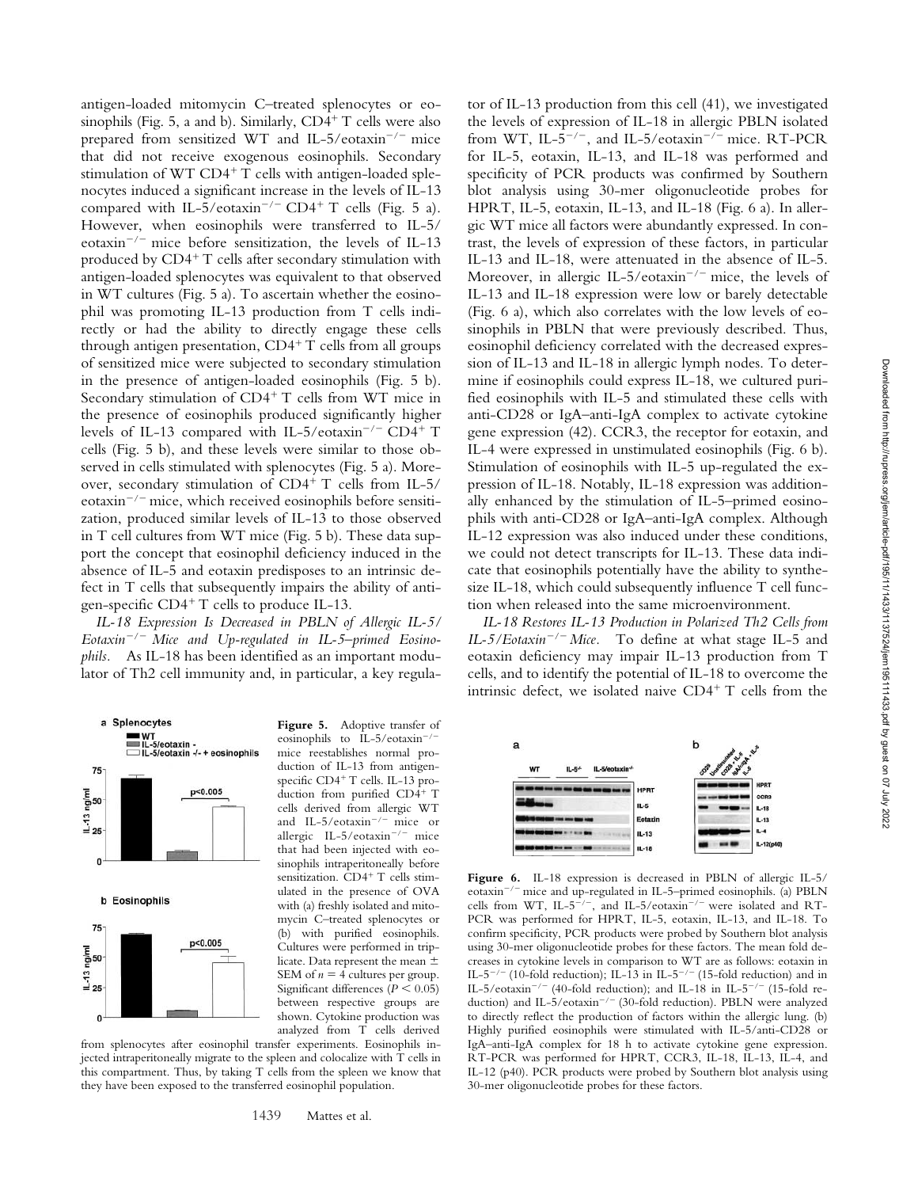antigen-loaded mitomycin C–treated splenocytes or eosinophils (Fig. 5, a and b). Similarly, $CD4^+$ T cells were also prepared from sensitized WT and IL-5/eotaxin$^{-/-}$ mice that did not receive exogenous eosinophils. Secondary stimulation of WT $CD4^+$ T cells with antigen-loaded splenocytes induced a significant increase in the levels of IL-13 compared with IL-5/eotaxin$^{-/-}$ $CD4^+$ T cells (Fig. 5 a). However, when eosinophils were transferred to IL-5/eotaxin$^{-/-}$ mice before sensitization, the levels of IL-13 produced by $CD4^+$ T cells after secondary stimulation with antigen-loaded splenocytes was equivalent to that observed in WT cultures (Fig. 5 a). To ascertain whether the eosinophil was promoting IL-13 production from T cells indirectly or had the ability to directly engage these cells through antigen presentation, $CD4^+$ T cells from all groups of sensitized mice were subjected to secondary stimulation in the presence of antigen-loaded eosinophils (Fig. 5 b). Secondary stimulation of $CD4^+$ T cells from WT mice in the presence of eosinophils produced significantly higher levels of IL-13 compared with IL-5/eotaxin$^{-/-}$ $CD4^+$ T cells (Fig. 5 b), and these levels were similar to those observed in cells stimulated with splenocytes (Fig. 5 a). Moreover, secondary stimulation of $CD4^+$ T cells from IL-5/eotaxin$^{-/-}$ mice, which received eosinophils before sensitization, produced similar levels of IL-13 to those observed in T cell cultures from WT mice (Fig. 5 b). These data support the concept that eosinophil deficiency induced in the absence of IL-5 and eotaxin predisposes to an intrinsic defect in T cells that subsequently impairs the ability of antigen-specific $CD4^+$ T cells to produce IL-13.

*IL-18 Expression Is Decreased in PBLN of Allergic IL-5/Eotaxin$^{-/-}$ Mice and Up-regulated in IL-5–primed Eosinophils.* As IL-18 has been identified as an important modulator of Th2 cell immunity and, in particular, a key regulator of IL-13 production from this cell (41), we investigated the levels of expression of IL-18 in allergic PBLN isolated from WT, IL-5$^{-/-}$, and IL-5/eotaxin$^{-/-}$ mice. RT-PCR for IL-5, eotaxin, IL-13, and IL-18 was performed and specificity of PCR products was confirmed by Southern blot analysis using 30-mer oligonucleotide probes for HPRT, IL-5, eotaxin, IL-13, and IL-18 (Fig. 6 a). In allergic WT mice all factors were abundantly expressed. In contrast, the levels of expression of these factors, in particular IL-13 and IL-18, were attenuated in the absence of IL-5. Moreover, in allergic IL-5/eotaxin$^{-/-}$ mice, the levels of IL-13 and IL-18 expression were low or barely detectable (Fig. 6 a), which also correlates with the low levels of eosinophils in PBLN that were previously described. Thus, eosinophil deficiency correlated with the decreased expression of IL-13 and IL-18 in allergic lymph nodes. To determine if eosinophils could express IL-18, we cultured purified eosinophils with IL-5 and stimulated these cells with anti-CD28 or IgA–anti-IgA complex to activate cytokine gene expression (42). CCR3, the receptor for eotaxin, and IL-4 were expressed in unstimulated eosinophils (Fig. 6 b). Stimulation of eosinophils with IL-5 up-regulated the expression of IL-18. Notably, IL-18 expression was additionally enhanced by the stimulation of IL-5–primed eosinophils with anti-CD28 or IgA–anti-IgA complex. Although IL-12 expression was also induced under these conditions, we could not detect transcripts for IL-13. These data indicate that eosinophils potentially have the ability to synthesize IL-18, which could subsequently influence T cell function when released into the same microenvironment.

*IL-18 Restores IL-13 Production in Polarized Th2 Cells from IL-5/Eotaxin$^{-/-}$ Mice.* To define at what stage IL-5 and eotaxin deficiency may impair IL-13 production from T cells, and to identify the potential of IL-18 to overcome the intrinsic defect, we isolated naive $CD4^+$ T cells from the

a Splenocytes
WT
IL-5/eotaxin -
IL-5/eotaxin -/- + eosinophils
IL-13 ng/ml
75
50
25
0
p<0.005

b Eosinophils
IL-13 ng/ml
75
50
25
0
p<0.005

**Figure 5.** Adoptive transfer of eosinophils to IL-5/eotaxin$^{-/-}$ mice reestablishes normal production of IL-13 from antigen-specific $CD4^+$ T cells. IL-13 production from purified $CD4^+$ T cells derived from allergic WT and IL-5/eotaxin$^{-/-}$ mice or allergic IL-5/eotaxin$^{-/-}$ mice that had been injected with eosinophils intraperitoneally before sensitization. $CD4^+$ T cells stimulated in the presence of OVA with (a) freshly isolated and mitomycin C–treated splenocytes or (b) with purified eosinophils. Cultures were performed in triplicate. Data represent the mean ± SEM of $n = 4$ cultures per group. Significant differences ($P < 0.05$) between respective groups are shown. Cytokine production was analyzed from T cells derived from splenocytes after eosinophil transfer experiments. Eosinophils injected intraperitoneally migrate to the spleen and colocalize with T cells in this compartment. Thus, by taking T cells from the spleen we know that they have been exposed to the transferred eosinophil population.

a
WT IL-5$^{-/-}$ IL-5/eotaxin$^{-/-}$
HPRT
IL-5
Eotaxin
IL-13
IL-18

b
CD28
Unstimulated
CD28 + IL-5
IgA/IgA + IL-5
IL-5
HPRT
CCR3
IL-18
IL-13
IL-4
IL-12(p40)

**Figure 6.** IL-18 expression is decreased in PBLN of allergic IL-5/eotaxin$^{-/-}$ mice and up-regulated in IL-5–primed eosinophils. (a) PBLN cells from WT, IL-5$^{-/-}$, and IL-5/eotaxin$^{-/-}$ were isolated and RT-PCR was performed for HPRT, IL-5, eotaxin, IL-13, and IL-18. To confirm specificity, PCR products were probed by Southern blot analysis using 30-mer oligonucleotide probes for these factors. The mean fold decreases in cytokine levels in comparison to WT are as follows: eotaxin in IL-5$^{-/-}$ (10-fold reduction); IL-13 in IL-5$^{-/-}$ (15-fold reduction) and in IL-5/eotaxin$^{-/-}$ (40-fold reduction); and IL-18 in IL-5$^{-/-}$ (15-fold reduction) and IL-5/eotaxin$^{-/-}$ (30-fold reduction). PBLN were analyzed to directly reflect the production of factors within the allergic lung. (b) Highly purified eosinophils were stimulated with IL-5/anti-CD28 or IgA–anti-IgA complex for 18 h to activate cytokine gene expression. RT-PCR was performed for HPRT, CCR3, IL-18, IL-13, IL-4, and IL-12 (p40). PCR products were probed by Southern blot analysis using 30-mer oligonucleotide probes for these factors.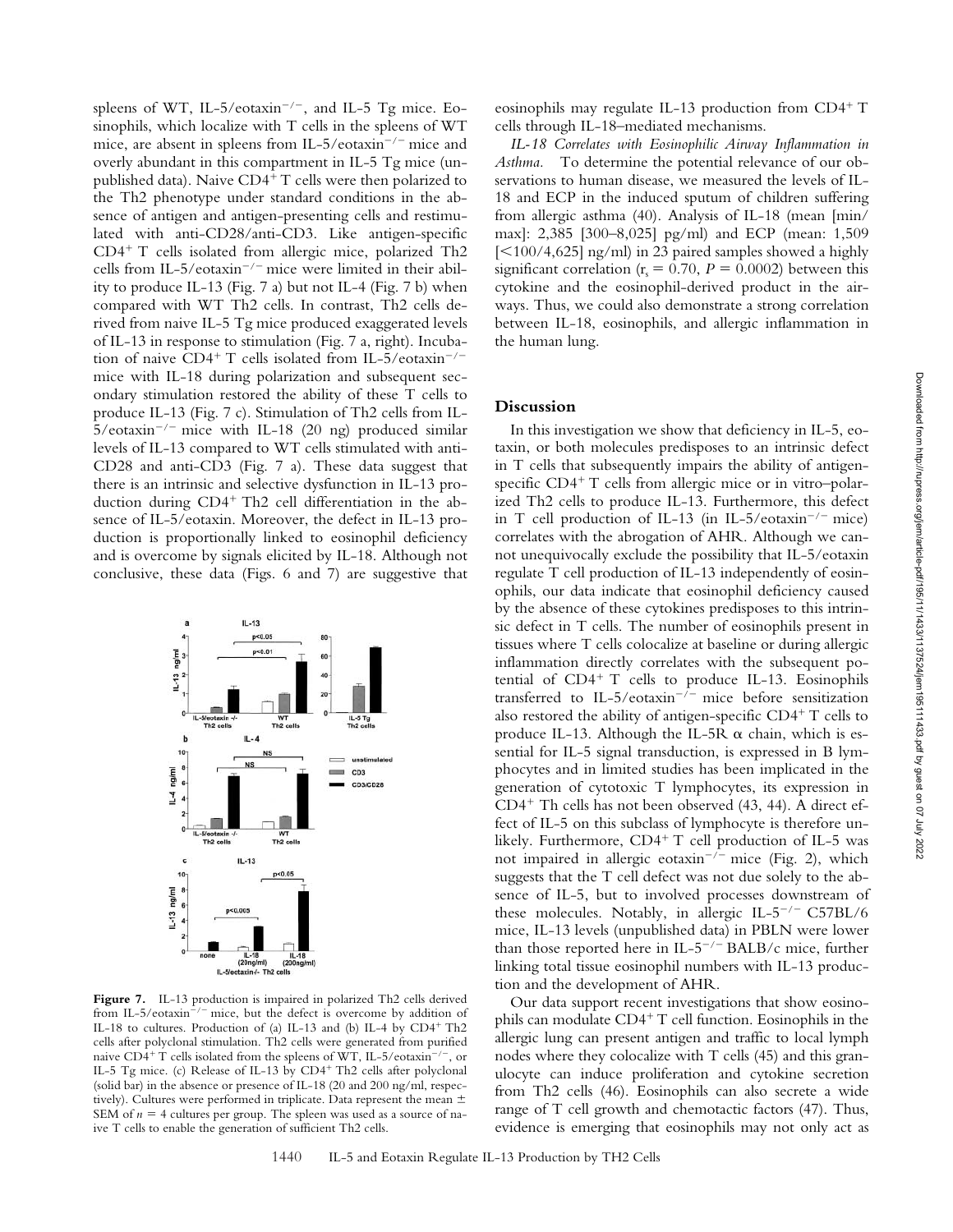spleens of WT, IL-5/eotaxin$^{-/-}$, and IL-5 Tg mice. Eosinophils, which localize with T cells in the spleens of WT mice, are absent in spleens from IL-5/eotaxin$^{-/-}$ mice and overly abundant in this compartment in IL-5 Tg mice (unpublished data). Naive CD4$^+$ T cells were then polarized to the Th2 phenotype under standard conditions in the absence of antigen and antigen-presenting cells and restimulated with anti-CD28/anti-CD3. Like antigen-specific CD4$^+$ T cells isolated from allergic mice, polarized Th2 cells from IL-5/eotaxin$^{-/-}$ mice were limited in their ability to produce IL-13 (Fig. 7 a) but not IL-4 (Fig. 7 b) when compared with WT Th2 cells. In contrast, Th2 cells derived from naive IL-5 Tg mice produced exaggerated levels of IL-13 in response to stimulation (Fig. 7 a, right). Incubation of naive CD4$^+$ T cells isolated from IL-5/eotaxin$^{-/-}$ mice with IL-18 during polarization and subsequent secondary stimulation restored the ability of these T cells to produce IL-13 (Fig. 7 c). Stimulation of Th2 cells from IL-5/eotaxin$^{-/-}$ mice with IL-18 (20 ng) produced similar levels of IL-13 compared to WT cells stimulated with anti-CD28 and anti-CD3 (Fig. 7 a). These data suggest that there is an intrinsic and selective dysfunction in IL-13 production during CD4$^+$ Th2 cell differentiation in the absence of IL-5/eotaxin. Moreover, the defect in IL-13 production is proportionally linked to eosinophil deficiency and is overcome by signals elicited by IL-18. Although not conclusive, these data (Figs. 6 and 7) are suggestive that eosinophils may regulate IL-13 production from CD4$^+$ T cells through IL-18–mediated mechanisms.

a IL-13
p<0.05
p<0.01
IL-13 ng/ml
IL-5/eotaxin -/- Th2 cells
WT Th2 cells
IL-5 Tg Th2 cells
b IL-4
NS
NS
IL-4 ng/ml
IL-5/eotaxin -/- Th2 cells
WT Th2 cells
unstimulated
CD3
CD3/CD28
c IL-13
p<0.05
p<0.005
IL-13 ng/ml
none
IL-18 (20ng/ml)
IL-18 (200ng/ml)
IL-5/eotaxin-/- Th2 cells

**Figure 7.** IL-13 production is impaired in polarized Th2 cells derived from IL-5/eotaxin$^{-/-}$ mice, but the defect is overcome by addition of IL-18 to cultures. Production of (a) IL-13 and (b) IL-4 by CD4$^+$ Th2 cells after polyclonal stimulation. Th2 cells were generated from purified naive CD4$^+$ T cells isolated from the spleens of WT, IL-5/eotaxin$^{-/-}$, or IL-5 Tg mice. (c) Release of IL-13 by CD4$^+$ Th2 cells after polyclonal (solid bar) in the absence or presence of IL-18 (20 and 200 ng/ml, respectively). Cultures were performed in triplicate. Data represent the mean ± SEM of $n = 4$ cultures per group. The spleen was used as a source of naive T cells to enable the generation of sufficient Th2 cells.

*IL-18 Correlates with Eosinophilic Airway Inflammation in Asthma.* To determine the potential relevance of our observations to human disease, we measured the levels of IL-18 and ECP in the induced sputum of children suffering from allergic asthma (40). Analysis of IL-18 (mean [min/max]: 2,385 [300–8,025] pg/ml) and ECP (mean: 1,509 [<100/4,625] ng/ml) in 23 paired samples showed a highly significant correlation ($r_s = 0.70$, $P = 0.0002$) between this cytokine and the eosinophil-derived product in the airways. Thus, we could also demonstrate a strong correlation between IL-18, eosinophils, and allergic inflammation in the human lung.

## Discussion

In this investigation we show that deficiency in IL-5, eotaxin, or both molecules predisposes to an intrinsic defect in T cells that subsequently impairs the ability of antigen-specific CD4$^+$ T cells from allergic mice or in vitro–polarized Th2 cells to produce IL-13. Furthermore, this defect in T cell production of IL-13 (in IL-5/eotaxin$^{-/-}$ mice) correlates with the abrogation of AHR. Although we cannot unequivocally exclude the possibility that IL-5/eotaxin regulate T cell production of IL-13 independently of eosinophils, our data indicate that eosinophil deficiency caused by the absence of these cytokines predisposes to this intrinsic defect in T cells. The number of eosinophils present in tissues where T cells colocalize at baseline or during allergic inflammation directly correlates with the subsequent potential of CD4$^+$ T cells to produce IL-13. Eosinophils transferred to IL-5/eotaxin$^{-/-}$ mice before sensitization also restored the ability of antigen-specific CD4$^+$ T cells to produce IL-13. Although the IL-5R $\alpha$ chain, which is essential for IL-5 signal transduction, is expressed in B lymphocytes and in limited studies has been implicated in the generation of cytotoxic T lymphocytes, its expression in CD4$^+$ Th cells has not been observed (43, 44). A direct effect of IL-5 on this subclass of lymphocyte is therefore unlikely. Furthermore, CD4$^+$ T cell production of IL-5 was not impaired in allergic eotaxin$^{-/-}$ mice (Fig. 2), which suggests that the T cell defect was not due solely to the absence of IL-5, but to involved processes downstream of these molecules. Notably, in allergic IL-5$^{-/-}$ C57BL/6 mice, IL-13 levels (unpublished data) in PBLN were lower than those reported here in IL-5$^{-/-}$ BALB/c mice, further linking total tissue eosinophil numbers with IL-13 production and the development of AHR.

Our data support recent investigations that show eosinophils can modulate CD4$^+$ T cell function. Eosinophils in the allergic lung can present antigen and traffic to local lymph nodes where they colocalize with T cells (45) and this granulocyte can induce proliferation and cytokine secretion from Th2 cells (46). Eosinophils can also secrete a wide range of T cell growth and chemotactic factors (47). Thus, evidence is emerging that eosinophils may not only act as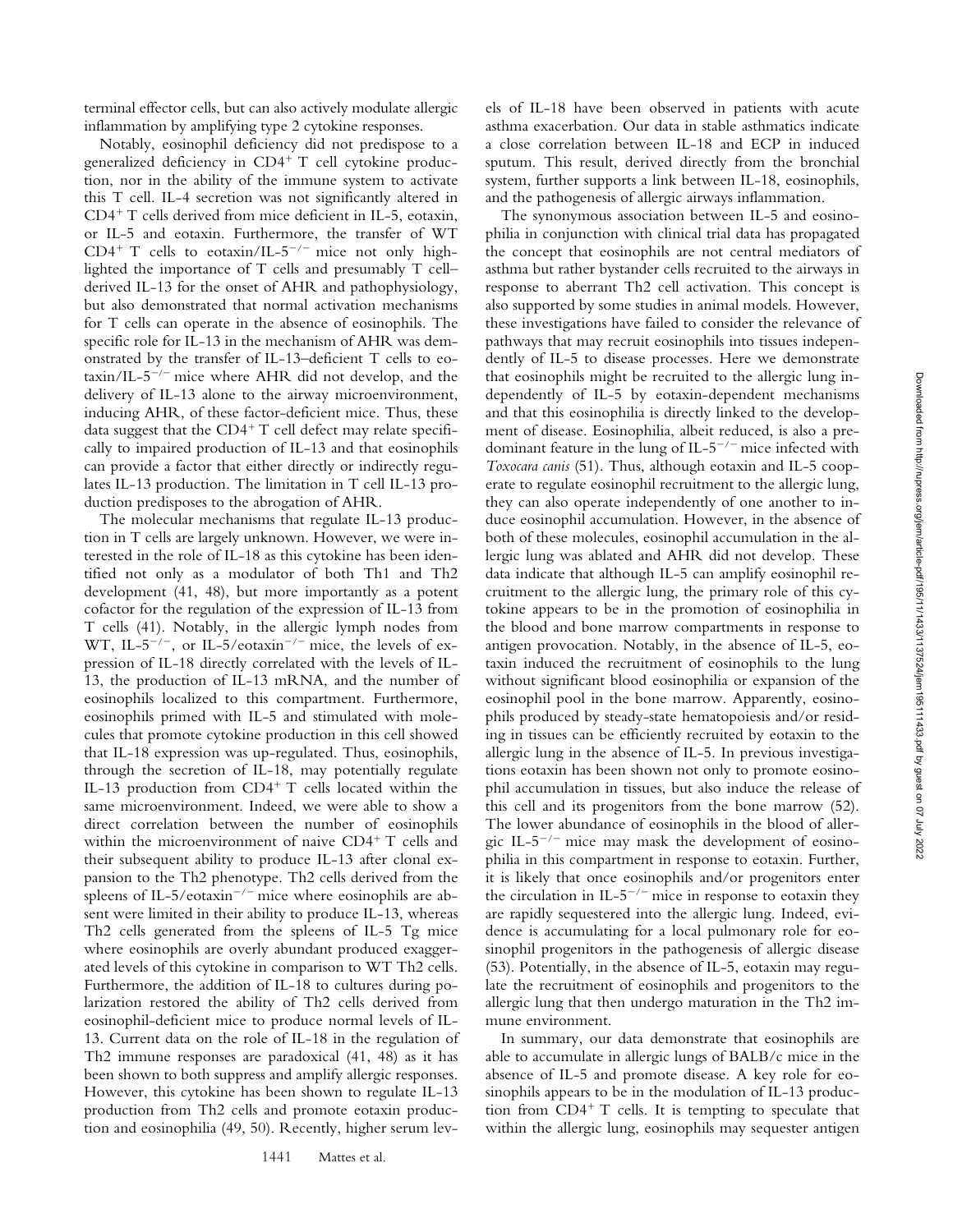terminal effector cells, but can also actively modulate allergic inflammation by amplifying type 2 cytokine responses.

Notably, eosinophil deficiency did not predispose to a generalized deficiency in $CD4^+$ T cell cytokine production, nor in the ability of the immune system to activate this T cell. IL-4 secretion was not significantly altered in $CD4^+$ T cells derived from mice deficient in IL-5, eotaxin, or IL-5 and eotaxin. Furthermore, the transfer of WT $CD4^+$ T cells to eotaxin/IL-$5^{-/-}$ mice not only highlighted the importance of T cells and presumably T cell–derived IL-13 for the onset of AHR and pathophysiology, but also demonstrated that normal activation mechanisms for T cells can operate in the absence of eosinophils. The specific role for IL-13 in the mechanism of AHR was demonstrated by the transfer of IL-13–deficient T cells to eotaxin/IL-$5^{-/-}$ mice where AHR did not develop, and the delivery of IL-13 alone to the airway microenvironment, inducing AHR, of these factor-deficient mice. Thus, these data suggest that the $CD4^+$ T cell defect may relate specifically to impaired production of IL-13 and that eosinophils can provide a factor that either directly or indirectly regulates IL-13 production. The limitation in T cell IL-13 production predisposes to the abrogation of AHR.

The molecular mechanisms that regulate IL-13 production in T cells are largely unknown. However, we were interested in the role of IL-18 as this cytokine has been identified not only as a modulator of both Th1 and Th2 development (41, 48), but more importantly as a potent cofactor for the regulation of the expression of IL-13 from T cells (41). Notably, in the allergic lymph nodes from WT, IL-$5^{-/-}$, or IL-5/eotaxin$^{-/-}$ mice, the levels of expression of IL-18 directly correlated with the levels of IL-13, the production of IL-13 mRNA, and the number of eosinophils localized to this compartment. Furthermore, eosinophils primed with IL-5 and stimulated with molecules that promote cytokine production in this cell showed that IL-18 expression was up-regulated. Thus, eosinophils, through the secretion of IL-18, may potentially regulate IL-13 production from $CD4^+$ T cells located within the same microenvironment. Indeed, we were able to show a direct correlation between the number of eosinophils within the microenvironment of naive $CD4^+$ T cells and their subsequent ability to produce IL-13 after clonal expansion to the Th2 phenotype. Th2 cells derived from the spleens of IL-5/eotaxin$^{-/-}$ mice where eosinophils are absent were limited in their ability to produce IL-13, whereas Th2 cells generated from the spleens of IL-5 Tg mice where eosinophils are overly abundant produced exaggerated levels of this cytokine in comparison to WT Th2 cells. Furthermore, the addition of IL-18 to cultures during polarization restored the ability of Th2 cells derived from eosinophil-deficient mice to produce normal levels of IL-13. Current data on the role of IL-18 in the regulation of Th2 immune responses are paradoxical (41, 48) as it has been shown to both suppress and amplify allergic responses. However, this cytokine has been shown to regulate IL-13 production from Th2 cells and promote eotaxin production and eosinophilia (49, 50). Recently, higher serum levels of IL-18 have been observed in patients with acute asthma exacerbation. Our data in stable asthmatics indicate a close correlation between IL-18 and ECP in induced sputum. This result, derived directly from the bronchial system, further supports a link between IL-18, eosinophils, and the pathogenesis of allergic airways inflammation.

The synonymous association between IL-5 and eosinophilia in conjunction with clinical trial data has propagated the concept that eosinophils are not central mediators of asthma but rather bystander cells recruited to the airways in response to aberrant Th2 cell activation. This concept is also supported by some studies in animal models. However, these investigations have failed to consider the relevance of pathways that may recruit eosinophils into tissues independently of IL-5 to disease processes. Here we demonstrate that eosinophils might be recruited to the allergic lung independently of IL-5 by eotaxin-dependent mechanisms and that this eosinophilia is directly linked to the development of disease. Eosinophilia, albeit reduced, is also a predominant feature in the lung of IL-$5^{-/-}$ mice infected with *Toxocara canis* (51). Thus, although eotaxin and IL-5 cooperate to regulate eosinophil recruitment to the allergic lung, they can also operate independently of one another to induce eosinophil accumulation. However, in the absence of both of these molecules, eosinophil accumulation in the allergic lung was ablated and AHR did not develop. These data indicate that although IL-5 can amplify eosinophil recruitment to the allergic lung, the primary role of this cytokine appears to be in the promotion of eosinophilia in the blood and bone marrow compartments in response to antigen provocation. Notably, in the absence of IL-5, eotaxin induced the recruitment of eosinophils to the lung without significant blood eosinophilia or expansion of the eosinophil pool in the bone marrow. Apparently, eosinophils produced by steady-state hematopoiesis and/or residing in tissues can be efficiently recruited by eotaxin to the allergic lung in the absence of IL-5. In previous investigations eotaxin has been shown not only to promote eosinophil accumulation in tissues, but also induce the release of this cell and its progenitors from the bone marrow (52). The lower abundance of eosinophils in the blood of allergic IL-$5^{-/-}$ mice may mask the development of eosinophilia in this compartment in response to eotaxin. Further, it is likely that once eosinophils and/or progenitors enter the circulation in IL-$5^{-/-}$ mice in response to eotaxin they are rapidly sequestered into the allergic lung. Indeed, evidence is accumulating for a local pulmonary role for eosinophil progenitors in the pathogenesis of allergic disease (53). Potentially, in the absence of IL-5, eotaxin may regulate the recruitment of eosinophils and progenitors to the allergic lung that then undergo maturation in the Th2 immune environment.

In summary, our data demonstrate that eosinophils are able to accumulate in allergic lungs of BALB/c mice in the absence of IL-5 and promote disease. A key role for eosinophils appears to be in the modulation of IL-13 production from $CD4^+$ T cells. It is tempting to speculate that within the allergic lung, eosinophils may sequester antigen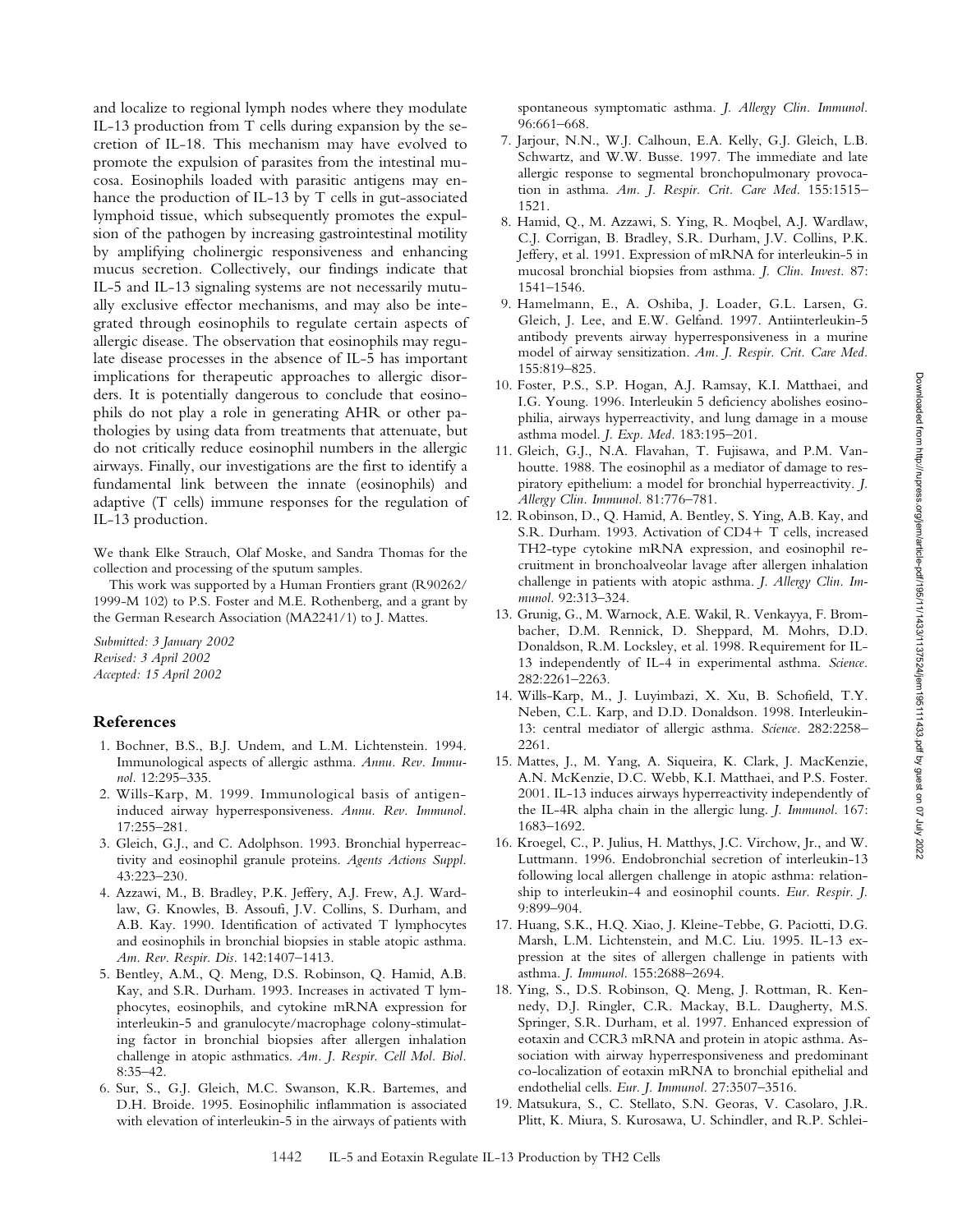and localize to regional lymph nodes where they modulate IL-13 production from T cells during expansion by the secretion of IL-18. This mechanism may have evolved to promote the expulsion of parasites from the intestinal mucosa. Eosinophils loaded with parasitic antigens may enhance the production of IL-13 by T cells in gut-associated lymphoid tissue, which subsequently promotes the expulsion of the pathogen by increasing gastrointestinal motility by amplifying cholinergic responsiveness and enhancing mucus secretion. Collectively, our findings indicate that IL-5 and IL-13 signaling systems are not necessarily mutually exclusive effector mechanisms, and may also be integrated through eosinophils to regulate certain aspects of allergic disease. The observation that eosinophils may regulate disease processes in the absence of IL-5 has important implications for therapeutic approaches to allergic disorders. It is potentially dangerous to conclude that eosinophils do not play a role in generating AHR or other pathologies by using data from treatments that attenuate, but do not critically reduce eosinophil numbers in the allergic airways. Finally, our investigations are the first to identify a fundamental link between the innate (eosinophils) and adaptive (T cells) immune responses for the regulation of IL-13 production.

We thank Elke Strauch, Olaf Moske, and Sandra Thomas for the collection and processing of the sputum samples.

This work was supported by a Human Frontiers grant (R90262/1999-M 102) to P.S. Foster and M.E. Rothenberg, and a grant by the German Research Association (MA2241/1) to J. Mattes.

*Submitted: 3 January 2002*
*Revised: 3 April 2002*
*Accepted: 15 April 2002*

## References

1. Bochner, B.S., B.J. Undem, and L.M. Lichtenstein. 1994. Immunological aspects of allergic asthma. *Annu. Rev. Immunol.* 12:295–335.
2. Wills-Karp, M. 1999. Immunological basis of antigen-induced airway hyperresponsiveness. *Annu. Rev. Immunol.* 17:255–281.
3. Gleich, G.J., and C. Adolphson. 1993. Bronchial hyperreactivity and eosinophil granule proteins. *Agents Actions Suppl.* 43:223–230.
4. Azzawi, M., B. Bradley, P.K. Jeffery, A.J. Frew, A.J. Wardlaw, G. Knowles, B. Assoufi, J.V. Collins, S. Durham, and A.B. Kay. 1990. Identification of activated T lymphocytes and eosinophils in bronchial biopsies in stable atopic asthma. *Am. Rev. Respir. Dis.* 142:1407–1413.
5. Bentley, A.M., Q. Meng, D.S. Robinson, Q. Hamid, A.B. Kay, and S.R. Durham. 1993. Increases in activated T lymphocytes, eosinophils, and cytokine mRNA expression for interleukin-5 and granulocyte/macrophage colony-stimulating factor in bronchial biopsies after allergen inhalation challenge in atopic asthmatics. *Am. J. Respir. Cell Mol. Biol.* 8:35–42.
6. Sur, S., G.J. Gleich, M.C. Swanson, K.R. Bartemes, and D.H. Broide. 1995. Eosinophilic inflammation is associated with elevation of interleukin-5 in the airways of patients with spontaneous symptomatic asthma. *J. Allergy Clin. Immunol.* 96:661–668.
7. Jarjour, N.N., W.J. Calhoun, E.A. Kelly, G.J. Gleich, L.B. Schwartz, and W.W. Busse. 1997. The immediate and late allergic response to segmental bronchopulmonary provocation in asthma. *Am. J. Respir. Crit. Care Med.* 155:1515–1521.
8. Hamid, Q., M. Azzawi, S. Ying, R. Moqbel, A.J. Wardlaw, C.J. Corrigan, B. Bradley, S.R. Durham, J.V. Collins, P.K. Jeffery, et al. 1991. Expression of mRNA for interleukin-5 in mucosal bronchial biopsies from asthma. *J. Clin. Invest.* 87:1541–1546.
9. Hamelmann, E., A. Oshiba, J. Loader, G.L. Larsen, G. Gleich, J. Lee, and E.W. Gelfand. 1997. Antiinterleukin-5 antibody prevents airway hyperresponsiveness in a murine model of airway sensitization. *Am. J. Respir. Crit. Care Med.* 155:819–825.
10. Foster, P.S., S.P. Hogan, A.J. Ramsay, K.I. Matthaei, and I.G. Young. 1996. Interleukin 5 deficiency abolishes eosinophilia, airways hyperreactivity, and lung damage in a mouse asthma model. *J. Exp. Med.* 183:195–201.
11. Gleich, G.J., N.A. Flavahan, T. Fujisawa, and P.M. Vanhoutte. 1988. The eosinophil as a mediator of damage to respiratory epithelium: a model for bronchial hyperreactivity. *J. Allergy Clin. Immunol.* 81:776–781.
12. Robinson, D., Q. Hamid, A. Bentley, S. Ying, A.B. Kay, and S.R. Durham. 1993. Activation of CD4+ T cells, increased TH2-type cytokine mRNA expression, and eosinophil recruitment in bronchoalveolar lavage after allergen inhalation challenge in patients with atopic asthma. *J. Allergy Clin. Immunol.* 92:313–324.
13. Grunig, G., M. Warnock, A.E. Wakil, R. Venkayya, F. Brombacher, D.M. Rennick, D. Sheppard, M. Mohrs, D.D. Donaldson, R.M. Locksley, et al. 1998. Requirement for IL-13 independently of IL-4 in experimental asthma. *Science.* 282:2261–2263.
14. Wills-Karp, M., J. Luyimbazi, X. Xu, B. Schofield, T.Y. Neben, C.L. Karp, and D.D. Donaldson. 1998. Interleukin-13: central mediator of allergic asthma. *Science.* 282:2258–2261.
15. Mattes, J., M. Yang, A. Siqueira, K. Clark, J. MacKenzie, A.N. McKenzie, D.C. Webb, K.I. Matthaei, and P.S. Foster. 2001. IL-13 induces airways hyperreactivity independently of the IL-4R alpha chain in the allergic lung. *J. Immunol.* 167:1683–1692.
16. Kroegel, C., P. Julius, H. Matthys, J.C. Virchow, Jr., and W. Luttmann. 1996. Endobronchial secretion of interleukin-13 following local allergen challenge in atopic asthma: relationship to interleukin-4 and eosinophil counts. *Eur. Respir. J.* 9:899–904.
17. Huang, S.K., H.Q. Xiao, J. Kleine-Tebbe, G. Paciotti, D.G. Marsh, L.M. Lichtenstein, and M.C. Liu. 1995. IL-13 expression at the sites of allergen challenge in patients with asthma. *J. Immunol.* 155:2688–2694.
18. Ying, S., D.S. Robinson, Q. Meng, J. Rottman, R. Kennedy, D.J. Ringler, C.R. Mackay, B.L. Daugherty, M.S. Springer, S.R. Durham, et al. 1997. Enhanced expression of eotaxin and CCR3 mRNA and protein in atopic asthma. Association with airway hyperresponsiveness and predominant co-localization of eotaxin mRNA to bronchial epithelial and endothelial cells. *Eur. J. Immunol.* 27:3507–3516.
19. Matsukura, S., C. Stellato, S.N. Georas, V. Casolaro, J.R. Plitt, K. Miura, S. Kurosawa, U. Schindler, and R.P. Schlei-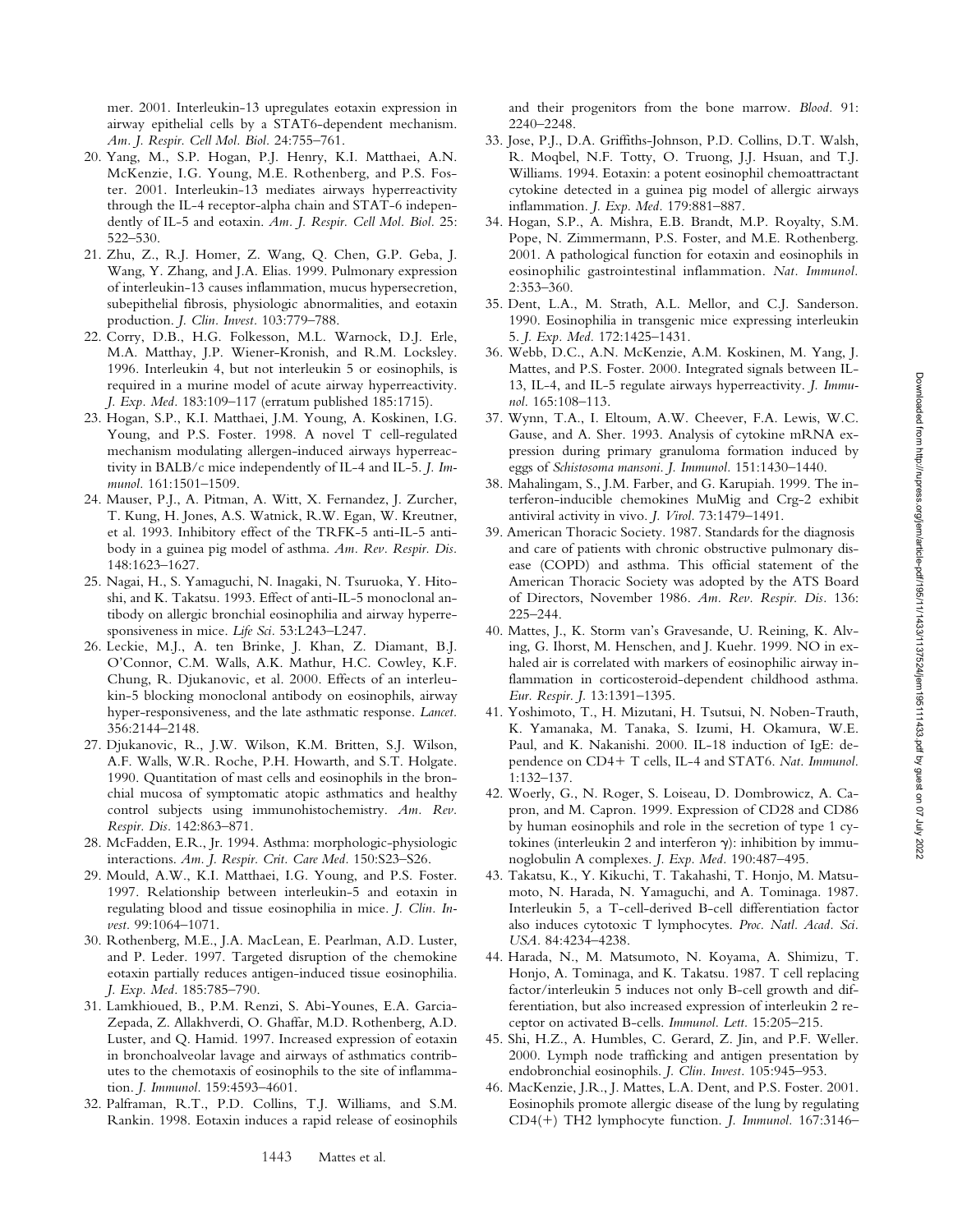mer. 2001. Interleukin-13 upregulates eotaxin expression in airway epithelial cells by a STAT6-dependent mechanism. *Am. J. Respir. Cell Mol. Biol.* 24:755–761.

20. Yang, M., S.P. Hogan, P.J. Henry, K.I. Matthaei, A.N. McKenzie, I.G. Young, M.E. Rothenberg, and P.S. Foster. 2001. Interleukin-13 mediates airways hyperreactivity through the IL-4 receptor-alpha chain and STAT-6 independently of IL-5 and eotaxin. *Am. J. Respir. Cell Mol. Biol.* 25: 522–530.
21. Zhu, Z., R.J. Homer, Z. Wang, Q. Chen, G.P. Geba, J. Wang, Y. Zhang, and J.A. Elias. 1999. Pulmonary expression of interleukin-13 causes inflammation, mucus hypersecretion, subepithelial fibrosis, physiologic abnormalities, and eotaxin production. *J. Clin. Invest.* 103:779–788.
22. Corry, D.B., H.G. Folkesson, M.L. Warnock, D.J. Erle, M.A. Matthay, J.P. Wiener-Kronish, and R.M. Locksley. 1996. Interleukin 4, but not interleukin 5 or eosinophils, is required in a murine model of acute airway hyperreactivity. *J. Exp. Med.* 183:109–117 (erratum published 185:1715).
23. Hogan, S.P., K.I. Matthaei, J.M. Young, A. Koskinen, I.G. Young, and P.S. Foster. 1998. A novel T cell-regulated mechanism modulating allergen-induced airways hyperreactivity in BALB/c mice independently of IL-4 and IL-5. *J. Immunol.* 161:1501–1509.
24. Mauser, P.J., A. Pitman, A. Witt, X. Fernandez, J. Zurcher, T. Kung, H. Jones, A.S. Watnick, R.W. Egan, W. Kreutner, et al. 1993. Inhibitory effect of the TRFK-5 anti-IL-5 antibody in a guinea pig model of asthma. *Am. Rev. Respir. Dis.* 148:1623–1627.
25. Nagai, H., S. Yamaguchi, N. Inagaki, N. Tsuruoka, Y. Hitoshi, and K. Takatsu. 1993. Effect of anti-IL-5 monoclonal antibody on allergic bronchial eosinophilia and airway hyperresponsiveness in mice. *Life Sci.* 53:L243–L247.
26. Leckie, M.J., A. ten Brinke, J. Khan, Z. Diamant, B.J. O'Connor, C.M. Walls, A.K. Mathur, H.C. Cowley, K.F. Chung, R. Djukanovic, et al. 2000. Effects of an interleukin-5 blocking monoclonal antibody on eosinophils, airway hyper-responsiveness, and the late asthmatic response. *Lancet.* 356:2144–2148.
27. Djukanovic, R., J.W. Wilson, K.M. Britten, S.J. Wilson, A.F. Walls, W.R. Roche, P.H. Howarth, and S.T. Holgate. 1990. Quantitation of mast cells and eosinophils in the bronchial mucosa of symptomatic atopic asthmatics and healthy control subjects using immunohistochemistry. *Am. Rev. Respir. Dis.* 142:863–871.
28. McFadden, E.R., Jr. 1994. Asthma: morphologic-physiologic interactions. *Am. J. Respir. Crit. Care Med.* 150:S23–S26.
29. Mould, A.W., K.I. Matthaei, I.G. Young, and P.S. Foster. 1997. Relationship between interleukin-5 and eotaxin in regulating blood and tissue eosinophilia in mice. *J. Clin. Invest.* 99:1064–1071.
30. Rothenberg, M.E., J.A. MacLean, E. Pearlman, A.D. Luster, and P. Leder. 1997. Targeted disruption of the chemokine eotaxin partially reduces antigen-induced tissue eosinophilia. *J. Exp. Med.* 185:785–790.
31. Lamkhioued, B., P.M. Renzi, S. Abi-Younes, E.A. Garcia-Zepada, Z. Allakhverdi, O. Ghaffar, M.D. Rothenberg, A.D. Luster, and Q. Hamid. 1997. Increased expression of eotaxin in bronchoalveolar lavage and airways of asthmatics contributes to the chemotaxis of eosinophils to the site of inflammation. *J. Immunol.* 159:4593–4601.
32. Palframan, R.T., P.D. Collins, T.J. Williams, and S.M. Rankin. 1998. Eotaxin induces a rapid release of eosinophils and their progenitors from the bone marrow. *Blood.* 91: 2240–2248.
33. Jose, P.J., D.A. Griffiths-Johnson, P.D. Collins, D.T. Walsh, R. Moqbel, N.F. Totty, O. Truong, J.J. Hsuan, and T.J. Williams. 1994. Eotaxin: a potent eosinophil chemoattractant cytokine detected in a guinea pig model of allergic airways inflammation. *J. Exp. Med.* 179:881–887.
34. Hogan, S.P., A. Mishra, E.B. Brandt, M.P. Royalty, S.M. Pope, N. Zimmermann, P.S. Foster, and M.E. Rothenberg. 2001. A pathological function for eotaxin and eosinophils in eosinophilic gastrointestinal inflammation. *Nat. Immunol.* 2:353–360.
35. Dent, L.A., M. Strath, A.L. Mellor, and C.J. Sanderson. 1990. Eosinophilia in transgenic mice expressing interleukin 5. *J. Exp. Med.* 172:1425–1431.
36. Webb, D.C., A.N. McKenzie, A.M. Koskinen, M. Yang, J. Mattes, and P.S. Foster. 2000. Integrated signals between IL-13, IL-4, and IL-5 regulate airways hyperreactivity. *J. Immunol.* 165:108–113.
37. Wynn, T.A., I. Eltoum, A.W. Cheever, F.A. Lewis, W.C. Gause, and A. Sher. 1993. Analysis of cytokine mRNA expression during primary granuloma formation induced by eggs of *Schistosoma mansoni*. *J. Immunol.* 151:1430–1440.
38. Mahalingam, S., J.M. Farber, and G. Karupiah. 1999. The interferon-inducible chemokines MuMig and Crg-2 exhibit antiviral activity in vivo. *J. Virol.* 73:1479–1491.
39. American Thoracic Society. 1987. Standards for the diagnosis and care of patients with chronic obstructive pulmonary disease (COPD) and asthma. This official statement of the American Thoracic Society was adopted by the ATS Board of Directors, November 1986. *Am. Rev. Respir. Dis.* 136: 225–244.
40. Mattes, J., K. Storm van's Gravesande, U. Reining, K. Alving, G. Ihorst, M. Henschen, and J. Kuehr. 1999. NO in exhaled air is correlated with markers of eosinophilic airway inflammation in corticosteroid-dependent childhood asthma. *Eur. Respir. J.* 13:1391–1395.
41. Yoshimoto, T., H. Mizutani, H. Tsutsui, N. Noben-Trauth, K. Yamanaka, M. Tanaka, S. Izumi, H. Okamura, W.E. Paul, and K. Nakanishi. 2000. IL-18 induction of IgE: dependence on CD4+ T cells, IL-4 and STAT6. *Nat. Immunol.* 1:132–137.
42. Woerly, G., N. Roger, S. Loiseau, D. Dombrowicz, A. Capron, and M. Capron. 1999. Expression of CD28 and CD86 by human eosinophils and role in the secretion of type 1 cytokines (interleukin 2 and interferon $\gamma$): inhibition by immunoglobulin A complexes. *J. Exp. Med.* 190:487–495.
43. Takatsu, K., Y. Kikuchi, T. Takahashi, T. Honjo, M. Matsumoto, N. Harada, N. Yamaguchi, and A. Tominaga. 1987. Interleukin 5, a T-cell-derived B-cell differentiation factor also induces cytotoxic T lymphocytes. *Proc. Natl. Acad. Sci. USA.* 84:4234–4238.
44. Harada, N., M. Matsumoto, N. Koyama, A. Shimizu, T. Honjo, A. Tominaga, and K. Takatsu. 1987. T cell replacing factor/interleukin 5 induces not only B-cell growth and differentiation, but also increased expression of interleukin 2 receptor on activated B-cells. *Immunol. Lett.* 15:205–215.
45. Shi, H.Z., A. Humbles, C. Gerard, Z. Jin, and P.F. Weller. 2000. Lymph node trafficking and antigen presentation by endobronchial eosinophils. *J. Clin. Invest.* 105:945–953.
46. MacKenzie, J.R., J. Mattes, L.A. Dent, and P.S. Foster. 2001. Eosinophils promote allergic disease of the lung by regulating CD4(+) TH2 lymphocyte function. *J. Immunol.* 167:3146–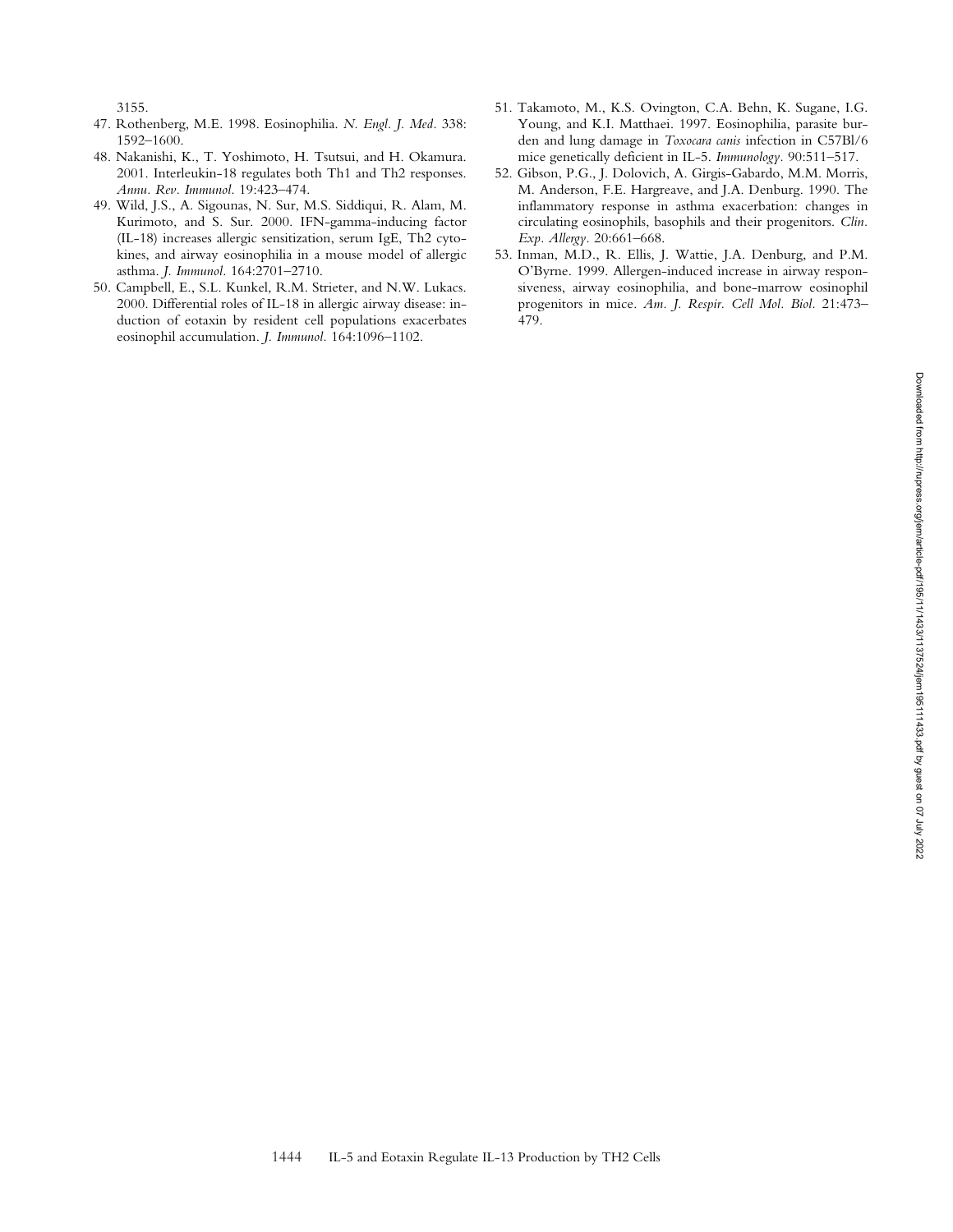3155.

47. Rothenberg, M.E. 1998. Eosinophilia. *N. Engl. J. Med.* 338: 1592–1600.
48. Nakanishi, K., T. Yoshimoto, H. Tsutsui, and H. Okamura. 2001. Interleukin-18 regulates both Th1 and Th2 responses. *Annu. Rev. Immunol.* 19:423–474.
49. Wild, J.S., A. Sigounas, N. Sur, M.S. Siddiqui, R. Alam, M. Kurimoto, and S. Sur. 2000. IFN-gamma-inducing factor (IL-18) increases allergic sensitization, serum IgE, Th2 cytokines, and airway eosinophilia in a mouse model of allergic asthma. *J. Immunol.* 164:2701–2710.
50. Campbell, E., S.L. Kunkel, R.M. Strieter, and N.W. Lukacs. 2000. Differential roles of IL-18 in allergic airway disease: induction of eotaxin by resident cell populations exacerbates eosinophil accumulation. *J. Immunol.* 164:1096–1102.
51. Takamoto, M., K.S. Ovington, C.A. Behn, K. Sugane, I.G. Young, and K.I. Matthaei. 1997. Eosinophilia, parasite burden and lung damage in *Toxocara canis* infection in C57Bl/6 mice genetically deficient in IL-5. *Immunology*. 90:511–517.
52. Gibson, P.G., J. Dolovich, A. Girgis-Gabardo, M.M. Morris, M. Anderson, F.E. Hargreave, and J.A. Denburg. 1990. The inflammatory response in asthma exacerbation: changes in circulating eosinophils, basophils and their progenitors. *Clin. Exp. Allergy*. 20:661–668.
53. Inman, M.D., R. Ellis, J. Wattie, J.A. Denburg, and P.M. O'Byrne. 1999. Allergen-induced increase in airway responsiveness, airway eosinophilia, and bone-marrow eosinophil progenitors in mice. *Am. J. Respir. Cell Mol. Biol.* 21:473–479.